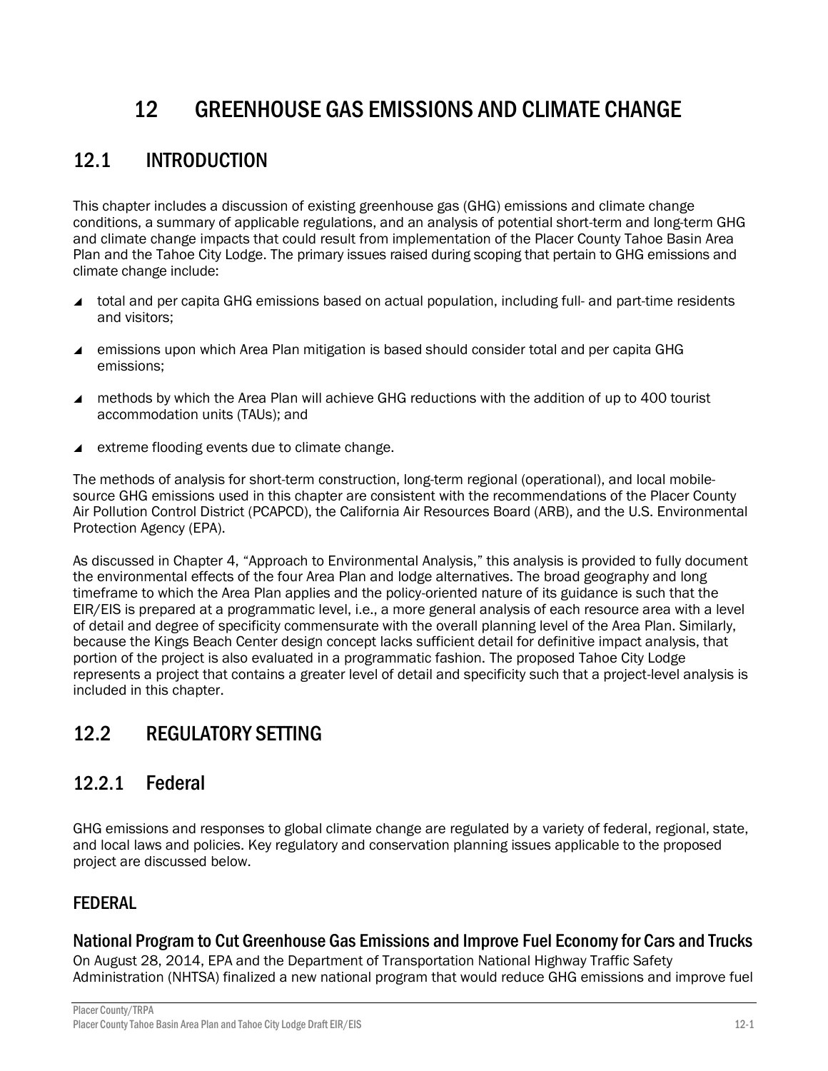# 12 GREENHOUSE GAS EMISSIONS AND CLIMATE CHANGE

## 12.1 INTRODUCTION

This chapter includes a discussion of existing greenhouse gas (GHG) emissions and climate change conditions, a summary of applicable regulations, and an analysis of potential short-term and long-term GHG and climate change impacts that could result from implementation of the Placer County Tahoe Basin Area Plan and the Tahoe City Lodge. The primary issues raised during scoping that pertain to GHG emissions and climate change include:

- total and per capita GHG emissions based on actual population, including full- and part-time residents and visitors;
- emissions upon which Area Plan mitigation is based should consider total and per capita GHG emissions;
- methods by which the Area Plan will achieve GHG reductions with the addition of up to 400 tourist accommodation units (TAUs); and
- extreme flooding events due to climate change.

The methods of analysis for short-term construction, long-term regional (operational), and local mobile-source GHG emissions used in this chapter are consistent with the recommendations of the Placer County Air Pollution Control District (PCAPCD), the California Air Resources Board (ARB), and the U.S. Environmental Protection Agency (EPA).

As discussed in Chapter 4, "Approach to Environmental Analysis," this analysis is provided to fully document the environmental effects of the four Area Plan and lodge alternatives. The broad geography and long timeframe to which the Area Plan applies and the policy-oriented nature of its guidance is such that the EIR/EIS is prepared at a programmatic level, i.e., a more general analysis of each resource area with a level of detail and degree of specificity commensurate with the overall planning level of the Area Plan. Similarly, because the Kings Beach Center design concept lacks sufficient detail for definitive impact analysis, that portion of the project is also evaluated in a programmatic fashion. The proposed Tahoe City Lodge represents a project that contains a greater level of detail and specificity such that a project-level analysis is included in this chapter.

## 12.2 REGULATORY SETTING

### 12.2.1 Federal

GHG emissions and responses to global climate change are regulated by a variety of federal, regional, state, and local laws and policies. Key regulatory and conservation planning issues applicable to the proposed project are discussed below.

#### FEDERAL

##### National Program to Cut Greenhouse Gas Emissions and Improve Fuel Economy for Cars and Trucks

On August 28, 2014, EPA and the Department of Transportation National Highway Traffic Safety Administration (NHTSA) finalized a new national program that would reduce GHG emissions and improve fuel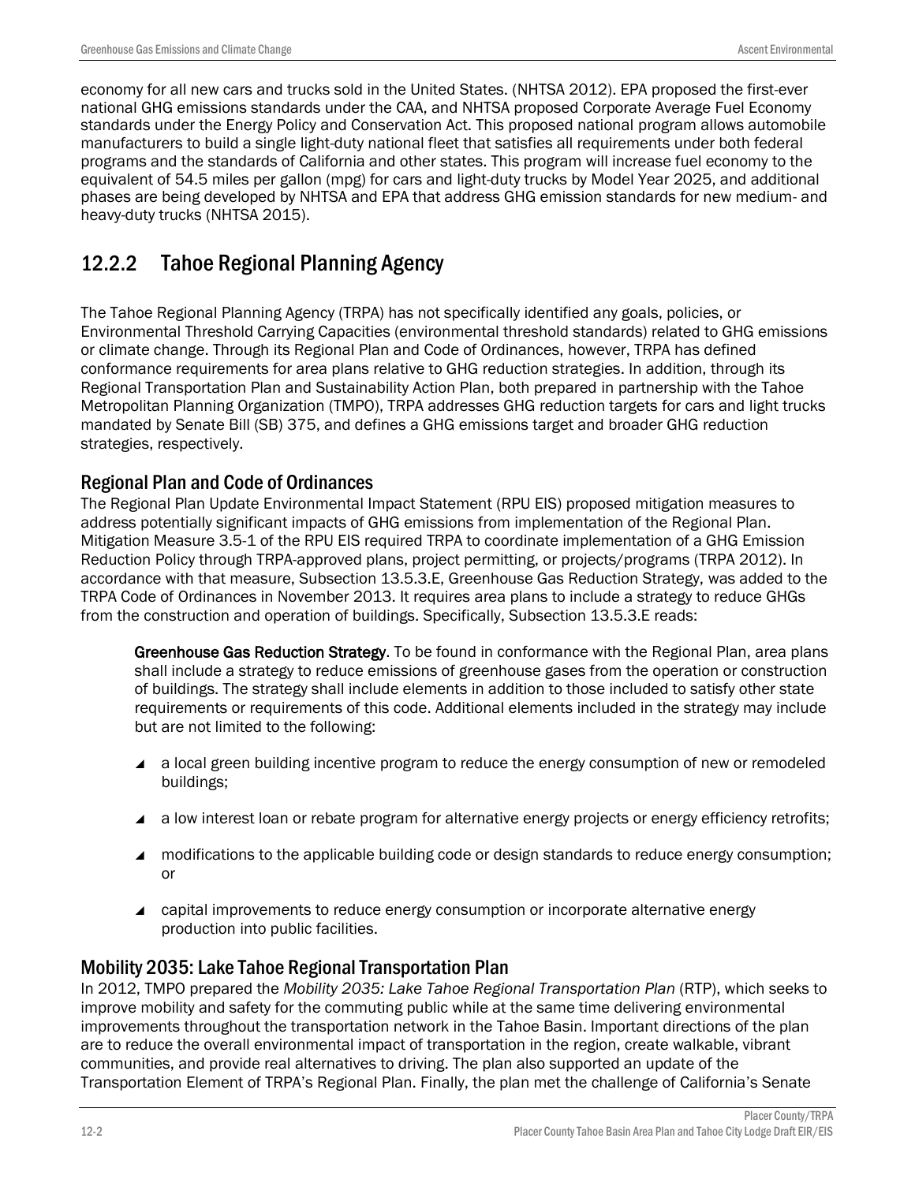economy for all new cars and trucks sold in the United States. (NHTSA 2012). EPA proposed the first-ever national GHG emissions standards under the CAA, and NHTSA proposed Corporate Average Fuel Economy standards under the Energy Policy and Conservation Act. This proposed national program allows automobile manufacturers to build a single light-duty national fleet that satisfies all requirements under both federal programs and the standards of California and other states. This program will increase fuel economy to the equivalent of 54.5 miles per gallon (mpg) for cars and light-duty trucks by Model Year 2025, and additional phases are being developed by NHTSA and EPA that address GHG emission standards for new medium- and heavy-duty trucks (NHTSA 2015).

## 12.2.2 Tahoe Regional Planning Agency

The Tahoe Regional Planning Agency (TRPA) has not specifically identified any goals, policies, or Environmental Threshold Carrying Capacities (environmental threshold standards) related to GHG emissions or climate change. Through its Regional Plan and Code of Ordinances, however, TRPA has defined conformance requirements for area plans relative to GHG reduction strategies. In addition, through its Regional Transportation Plan and Sustainability Action Plan, both prepared in partnership with the Tahoe Metropolitan Planning Organization (TMPO), TRPA addresses GHG reduction targets for cars and light trucks mandated by Senate Bill (SB) 375, and defines a GHG emissions target and broader GHG reduction strategies, respectively.

### Regional Plan and Code of Ordinances

The Regional Plan Update Environmental Impact Statement (RPU EIS) proposed mitigation measures to address potentially significant impacts of GHG emissions from implementation of the Regional Plan. Mitigation Measure 3.5-1 of the RPU EIS required TRPA to coordinate implementation of a GHG Emission Reduction Policy through TRPA-approved plans, project permitting, or projects/programs (TRPA 2012). In accordance with that measure, Subsection 13.5.3.E, Greenhouse Gas Reduction Strategy, was added to the TRPA Code of Ordinances in November 2013. It requires area plans to include a strategy to reduce GHGs from the construction and operation of buildings. Specifically, Subsection 13.5.3.E reads:

> **Greenhouse Gas Reduction Strategy**. To be found in conformance with the Regional Plan, area plans shall include a strategy to reduce emissions of greenhouse gases from the operation or construction of buildings. The strategy shall include elements in addition to those included to satisfy other state requirements or requirements of this code. Additional elements included in the strategy may include but are not limited to the following:
>
> - a local green building incentive program to reduce the energy consumption of new or remodeled buildings;
> - a low interest loan or rebate program for alternative energy projects or energy efficiency retrofits;
> - modifications to the applicable building code or design standards to reduce energy consumption; or
> - capital improvements to reduce energy consumption or incorporate alternative energy production into public facilities.

### Mobility 2035: Lake Tahoe Regional Transportation Plan

In 2012, TMPO prepared the *Mobility 2035: Lake Tahoe Regional Transportation Plan* (RTP), which seeks to improve mobility and safety for the commuting public while at the same time delivering environmental improvements throughout the transportation network in the Tahoe Basin. Important directions of the plan are to reduce the overall environmental impact of transportation in the region, create walkable, vibrant communities, and provide real alternatives to driving. The plan also supported an update of the Transportation Element of TRPA's Regional Plan. Finally, the plan met the challenge of California's Senate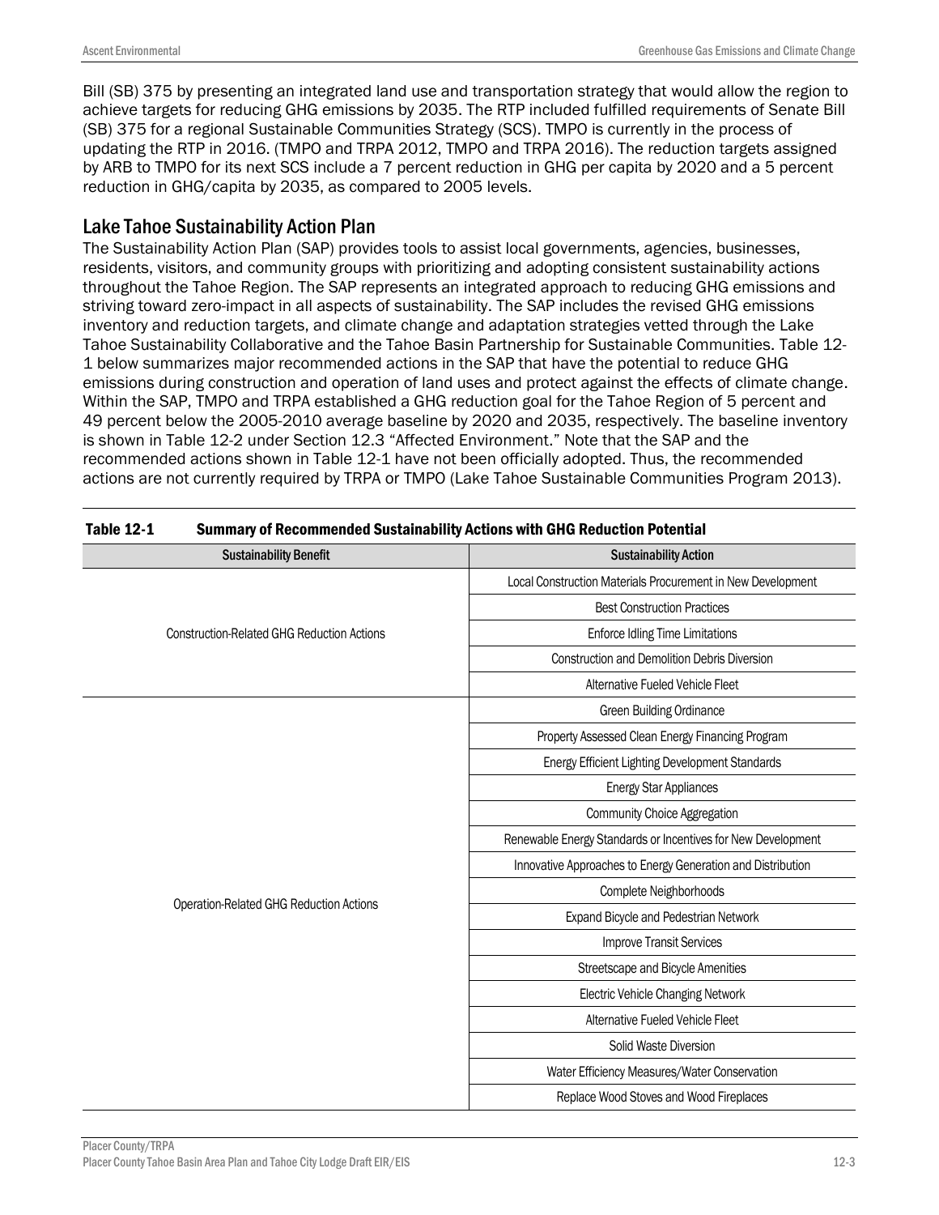Bill (SB) 375 by presenting an integrated land use and transportation strategy that would allow the region to achieve targets for reducing GHG emissions by 2035. The RTP included fulfilled requirements of Senate Bill (SB) 375 for a regional Sustainable Communities Strategy (SCS). TMPO is currently in the process of updating the RTP in 2016. (TMPO and TRPA 2012, TMPO and TRPA 2016). The reduction targets assigned by ARB to TMPO for its next SCS include a 7 percent reduction in GHG per capita by 2020 and a 5 percent reduction in GHG/capita by 2035, as compared to 2005 levels.

## Lake Tahoe Sustainability Action Plan

The Sustainability Action Plan (SAP) provides tools to assist local governments, agencies, businesses, residents, visitors, and community groups with prioritizing and adopting consistent sustainability actions throughout the Tahoe Region. The SAP represents an integrated approach to reducing GHG emissions and striving toward zero-impact in all aspects of sustainability. The SAP includes the revised GHG emissions inventory and reduction targets, and climate change and adaptation strategies vetted through the Lake Tahoe Sustainability Collaborative and the Tahoe Basin Partnership for Sustainable Communities. Table 12-1 below summarizes major recommended actions in the SAP that have the potential to reduce GHG emissions during construction and operation of land uses and protect against the effects of climate change. Within the SAP, TMPO and TRPA established a GHG reduction goal for the Tahoe Region of 5 percent and 49 percent below the 2005-2010 average baseline by 2020 and 2035, respectively. The baseline inventory is shown in Table 12-2 under Section 12.3 "Affected Environment." Note that the SAP and the recommended actions shown in Table 12-1 have not been officially adopted. Thus, the recommended actions are not currently required by TRPA or TMPO (Lake Tahoe Sustainable Communities Program 2013).

**Table 12-1 Summary of Recommended Sustainability Actions with GHG Reduction Potential**

| Sustainability Benefit | Sustainability Action |
|---|---|
| Construction-Related GHG Reduction Actions | Local Construction Materials Procurement in New Development |
| | Best Construction Practices |
| | Enforce Idling Time Limitations |
| | Construction and Demolition Debris Diversion |
| | Alternative Fueled Vehicle Fleet |
| Operation-Related GHG Reduction Actions | Green Building Ordinance |
| | Property Assessed Clean Energy Financing Program |
| | Energy Efficient Lighting Development Standards |
| | Energy Star Appliances |
| | Community Choice Aggregation |
| | Renewable Energy Standards or Incentives for New Development |
| | Innovative Approaches to Energy Generation and Distribution |
| | Complete Neighborhoods |
| | Expand Bicycle and Pedestrian Network |
| | Improve Transit Services |
| | Streetscape and Bicycle Amenities |
| | Electric Vehicle Changing Network |
| | Alternative Fueled Vehicle Fleet |
| | Solid Waste Diversion |
| | Water Efficiency Measures/Water Conservation |
| | Replace Wood Stoves and Wood Fireplaces |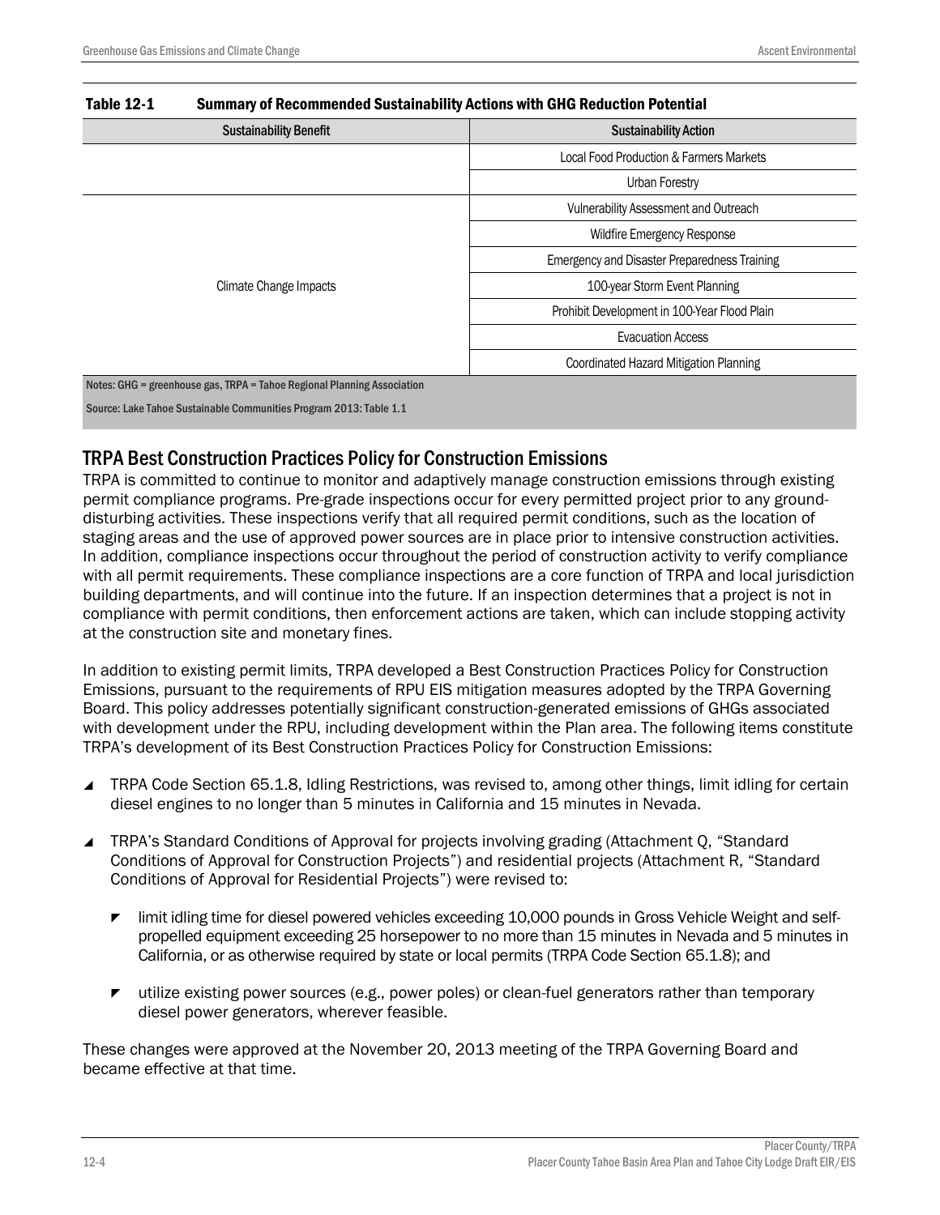**Table 12-1 Summary of Recommended Sustainability Actions with GHG Reduction Potential**

| Sustainability Benefit | Sustainability Action |
|---|---|
| | Local Food Production & Farmers Markets |
| | Urban Forestry |
| Climate Change Impacts | Vulnerability Assessment and Outreach |
| | Wildfire Emergency Response |
| | Emergency and Disaster Preparedness Training |
| | 100-year Storm Event Planning |
| | Prohibit Development in 100-Year Flood Plain |
| | Evacuation Access |
| | Coordinated Hazard Mitigation Planning |

Notes: GHG = greenhouse gas, TRPA = Tahoe Regional Planning Association

Source: Lake Tahoe Sustainable Communities Program 2013: Table 1.1

## TRPA Best Construction Practices Policy for Construction Emissions

TRPA is committed to continue to monitor and adaptively manage construction emissions through existing permit compliance programs. Pre-grade inspections occur for every permitted project prior to any ground-disturbing activities. These inspections verify that all required permit conditions, such as the location of staging areas and the use of approved power sources are in place prior to intensive construction activities. In addition, compliance inspections occur throughout the period of construction activity to verify compliance with all permit requirements. These compliance inspections are a core function of TRPA and local jurisdiction building departments, and will continue into the future. If an inspection determines that a project is not in compliance with permit conditions, then enforcement actions are taken, which can include stopping activity at the construction site and monetary fines.

In addition to existing permit limits, TRPA developed a Best Construction Practices Policy for Construction Emissions, pursuant to the requirements of RPU EIS mitigation measures adopted by the TRPA Governing Board. This policy addresses potentially significant construction-generated emissions of GHGs associated with development under the RPU, including development within the Plan area. The following items constitute TRPA's development of its Best Construction Practices Policy for Construction Emissions:

- TRPA Code Section 65.1.8, Idling Restrictions, was revised to, among other things, limit idling for certain diesel engines to no longer than 5 minutes in California and 15 minutes in Nevada.
- TRPA's Standard Conditions of Approval for projects involving grading (Attachment Q, "Standard Conditions of Approval for Construction Projects") and residential projects (Attachment R, "Standard Conditions of Approval for Residential Projects") were revised to:
  - limit idling time for diesel powered vehicles exceeding 10,000 pounds in Gross Vehicle Weight and self-propelled equipment exceeding 25 horsepower to no more than 15 minutes in Nevada and 5 minutes in California, or as otherwise required by state or local permits (TRPA Code Section 65.1.8); and
  - utilize existing power sources (e.g., power poles) or clean-fuel generators rather than temporary diesel power generators, wherever feasible.

These changes were approved at the November 20, 2013 meeting of the TRPA Governing Board and became effective at that time.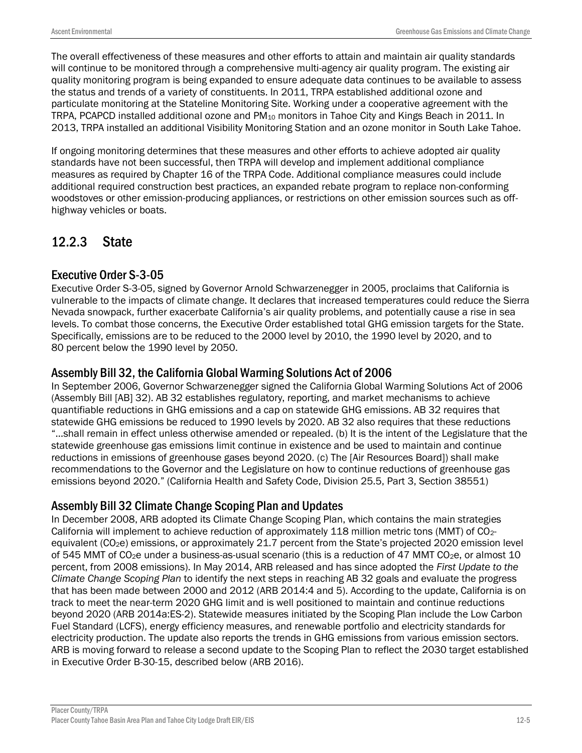The overall effectiveness of these measures and other efforts to attain and maintain air quality standards will continue to be monitored through a comprehensive multi-agency air quality program. The existing air quality monitoring program is being expanded to ensure adequate data continues to be available to assess the status and trends of a variety of constituents. In 2011, TRPA established additional ozone and particulate monitoring at the Stateline Monitoring Site. Working under a cooperative agreement with the TRPA, PCAPCD installed additional ozone and $PM_{10}$ monitors in Tahoe City and Kings Beach in 2011. In 2013, TRPA installed an additional Visibility Monitoring Station and an ozone monitor in South Lake Tahoe.

If ongoing monitoring determines that these measures and other efforts to achieve adopted air quality standards have not been successful, then TRPA will develop and implement additional compliance measures as required by Chapter 16 of the TRPA Code. Additional compliance measures could include additional required construction best practices, an expanded rebate program to replace non-conforming woodstoves or other emission-producing appliances, or restrictions on other emission sources such as off-highway vehicles or boats.

## 12.2.3 State

### Executive Order S-3-05

Executive Order S-3-05, signed by Governor Arnold Schwarzenegger in 2005, proclaims that California is vulnerable to the impacts of climate change. It declares that increased temperatures could reduce the Sierra Nevada snowpack, further exacerbate California's air quality problems, and potentially cause a rise in sea levels. To combat those concerns, the Executive Order established total GHG emission targets for the State. Specifically, emissions are to be reduced to the 2000 level by 2010, the 1990 level by 2020, and to 80 percent below the 1990 level by 2050.

### Assembly Bill 32, the California Global Warming Solutions Act of 2006

In September 2006, Governor Schwarzenegger signed the California Global Warming Solutions Act of 2006 (Assembly Bill [AB] 32). AB 32 establishes regulatory, reporting, and market mechanisms to achieve quantifiable reductions in GHG emissions and a cap on statewide GHG emissions. AB 32 requires that statewide GHG emissions be reduced to 1990 levels by 2020. AB 32 also requires that these reductions "…shall remain in effect unless otherwise amended or repealed. (b) It is the intent of the Legislature that the statewide greenhouse gas emissions limit continue in existence and be used to maintain and continue reductions in emissions of greenhouse gases beyond 2020. (c) The [Air Resources Board]) shall make recommendations to the Governor and the Legislature on how to continue reductions of greenhouse gas emissions beyond 2020." (California Health and Safety Code, Division 25.5, Part 3, Section 38551)

### Assembly Bill 32 Climate Change Scoping Plan and Updates

In December 2008, ARB adopted its Climate Change Scoping Plan, which contains the main strategies California will implement to achieve reduction of approximately 118 million metric tons (MMT) of $CO_2$-equivalent ($CO_2e$) emissions, or approximately 21.7 percent from the State's projected 2020 emission level of 545 MMT of $CO_2e$ under a business-as-usual scenario (this is a reduction of 47 MMT $CO_2e$, or almost 10 percent, from 2008 emissions). In May 2014, ARB released and has since adopted the *First Update to the Climate Change Scoping Plan* to identify the next steps in reaching AB 32 goals and evaluate the progress that has been made between 2000 and 2012 (ARB 2014:4 and 5). According to the update, California is on track to meet the near-term 2020 GHG limit and is well positioned to maintain and continue reductions beyond 2020 (ARB 2014a:ES-2). Statewide measures initiated by the Scoping Plan include the Low Carbon Fuel Standard (LCFS), energy efficiency measures, and renewable portfolio and electricity standards for electricity production. The update also reports the trends in GHG emissions from various emission sectors. ARB is moving forward to release a second update to the Scoping Plan to reflect the 2030 target established in Executive Order B-30-15, described below (ARB 2016).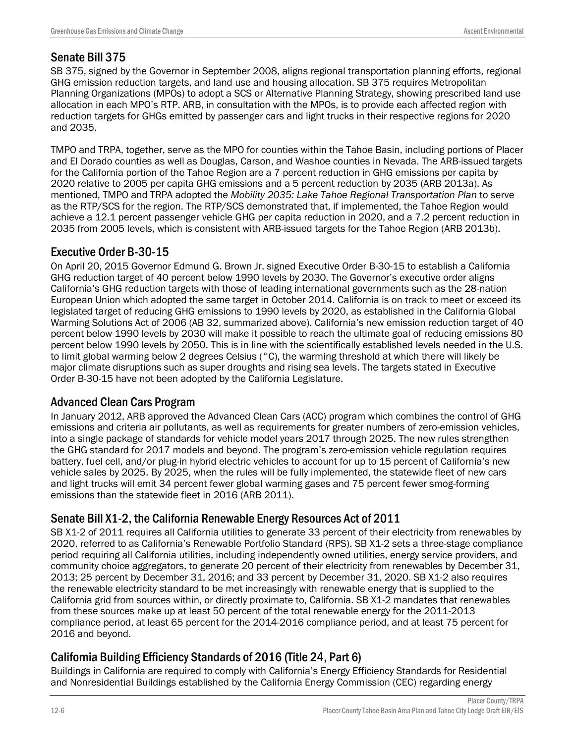## Senate Bill 375

SB 375, signed by the Governor in September 2008, aligns regional transportation planning efforts, regional GHG emission reduction targets, and land use and housing allocation. SB 375 requires Metropolitan Planning Organizations (MPOs) to adopt a SCS or Alternative Planning Strategy, showing prescribed land use allocation in each MPO's RTP. ARB, in consultation with the MPOs, is to provide each affected region with reduction targets for GHGs emitted by passenger cars and light trucks in their respective regions for 2020 and 2035.

TMPO and TRPA, together, serve as the MPO for counties within the Tahoe Basin, including portions of Placer and El Dorado counties as well as Douglas, Carson, and Washoe counties in Nevada. The ARB-issued targets for the California portion of the Tahoe Region are a 7 percent reduction in GHG emissions per capita by 2020 relative to 2005 per capita GHG emissions and a 5 percent reduction by 2035 (ARB 2013a). As mentioned, TMPO and TRPA adopted the *Mobility 2035: Lake Tahoe Regional Transportation Plan* to serve as the RTP/SCS for the region. The RTP/SCS demonstrated that, if implemented, the Tahoe Region would achieve a 12.1 percent passenger vehicle GHG per capita reduction in 2020, and a 7.2 percent reduction in 2035 from 2005 levels, which is consistent with ARB-issued targets for the Tahoe Region (ARB 2013b).

## Executive Order B-30-15

On April 20, 2015 Governor Edmund G. Brown Jr. signed Executive Order B-30-15 to establish a California GHG reduction target of 40 percent below 1990 levels by 2030. The Governor's executive order aligns California's GHG reduction targets with those of leading international governments such as the 28-nation European Union which adopted the same target in October 2014. California is on track to meet or exceed its legislated target of reducing GHG emissions to 1990 levels by 2020, as established in the California Global Warming Solutions Act of 2006 (AB 32, summarized above). California's new emission reduction target of 40 percent below 1990 levels by 2030 will make it possible to reach the ultimate goal of reducing emissions 80 percent below 1990 levels by 2050. This is in line with the scientifically established levels needed in the U.S. to limit global warming below 2 degrees Celsius (°C), the warming threshold at which there will likely be major climate disruptions such as super droughts and rising sea levels. The targets stated in Executive Order B-30-15 have not been adopted by the California Legislature.

## Advanced Clean Cars Program

In January 2012, ARB approved the Advanced Clean Cars (ACC) program which combines the control of GHG emissions and criteria air pollutants, as well as requirements for greater numbers of zero-emission vehicles, into a single package of standards for vehicle model years 2017 through 2025. The new rules strengthen the GHG standard for 2017 models and beyond. The program's zero-emission vehicle regulation requires battery, fuel cell, and/or plug-in hybrid electric vehicles to account for up to 15 percent of California's new vehicle sales by 2025. By 2025, when the rules will be fully implemented, the statewide fleet of new cars and light trucks will emit 34 percent fewer global warming gases and 75 percent fewer smog-forming emissions than the statewide fleet in 2016 (ARB 2011).

## Senate Bill X1-2, the California Renewable Energy Resources Act of 2011

SB X1-2 of 2011 requires all California utilities to generate 33 percent of their electricity from renewables by 2020, referred to as California's Renewable Portfolio Standard (RPS). SB X1-2 sets a three-stage compliance period requiring all California utilities, including independently owned utilities, energy service providers, and community choice aggregators, to generate 20 percent of their electricity from renewables by December 31, 2013; 25 percent by December 31, 2016; and 33 percent by December 31, 2020. SB X1-2 also requires the renewable electricity standard to be met increasingly with renewable energy that is supplied to the California grid from sources within, or directly proximate to, California. SB X1-2 mandates that renewables from these sources make up at least 50 percent of the total renewable energy for the 2011-2013 compliance period, at least 65 percent for the 2014-2016 compliance period, and at least 75 percent for 2016 and beyond.

## California Building Efficiency Standards of 2016 (Title 24, Part 6)

Buildings in California are required to comply with California's Energy Efficiency Standards for Residential and Nonresidential Buildings established by the California Energy Commission (CEC) regarding energy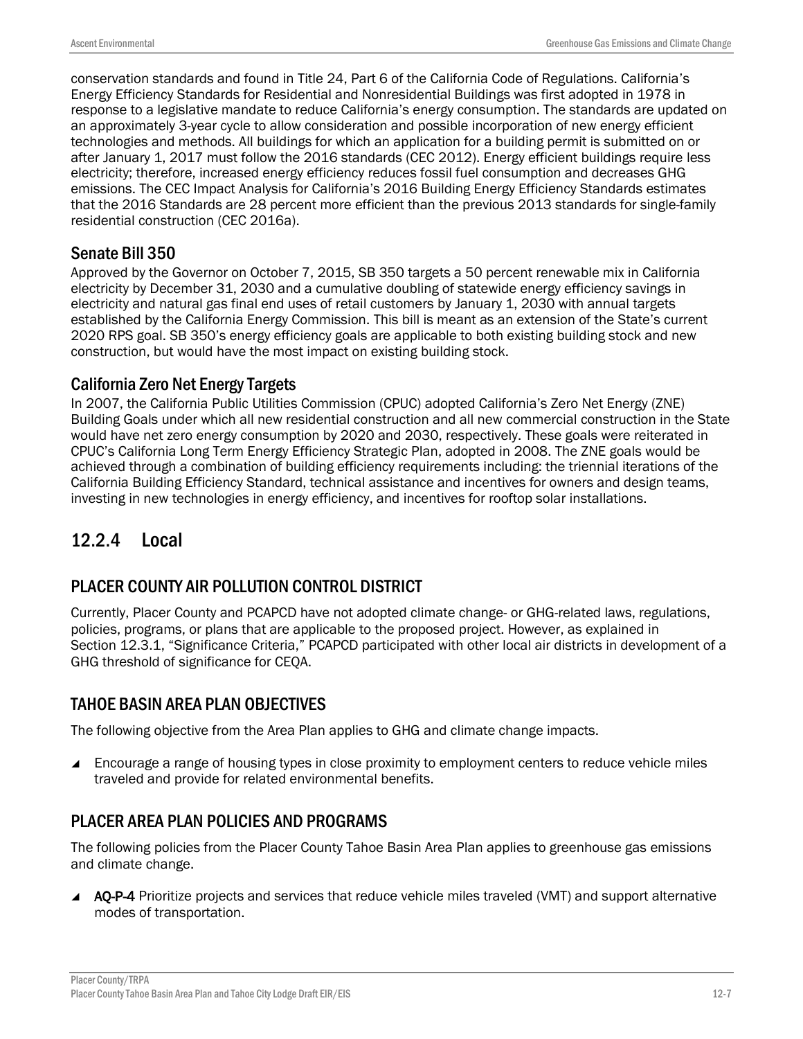conservation standards and found in Title 24, Part 6 of the California Code of Regulations. California's Energy Efficiency Standards for Residential and Nonresidential Buildings was first adopted in 1978 in response to a legislative mandate to reduce California's energy consumption. The standards are updated on an approximately 3-year cycle to allow consideration and possible incorporation of new energy efficient technologies and methods. All buildings for which an application for a building permit is submitted on or after January 1, 2017 must follow the 2016 standards (CEC 2012). Energy efficient buildings require less electricity; therefore, increased energy efficiency reduces fossil fuel consumption and decreases GHG emissions. The CEC Impact Analysis for California's 2016 Building Energy Efficiency Standards estimates that the 2016 Standards are 28 percent more efficient than the previous 2013 standards for single-family residential construction (CEC 2016a).

#### Senate Bill 350

Approved by the Governor on October 7, 2015, SB 350 targets a 50 percent renewable mix in California electricity by December 31, 2030 and a cumulative doubling of statewide energy efficiency savings in electricity and natural gas final end uses of retail customers by January 1, 2030 with annual targets established by the California Energy Commission. This bill is meant as an extension of the State's current 2020 RPS goal. SB 350's energy efficiency goals are applicable to both existing building stock and new construction, but would have the most impact on existing building stock.

#### California Zero Net Energy Targets

In 2007, the California Public Utilities Commission (CPUC) adopted California's Zero Net Energy (ZNE) Building Goals under which all new residential construction and all new commercial construction in the State would have net zero energy consumption by 2020 and 2030, respectively. These goals were reiterated in CPUC's California Long Term Energy Efficiency Strategic Plan, adopted in 2008. The ZNE goals would be achieved through a combination of building efficiency requirements including: the triennial iterations of the California Building Efficiency Standard, technical assistance and incentives for owners and design teams, investing in new technologies in energy efficiency, and incentives for rooftop solar installations.

## 12.2.4 Local

### PLACER COUNTY AIR POLLUTION CONTROL DISTRICT

Currently, Placer County and PCAPCD have not adopted climate change- or GHG-related laws, regulations, policies, programs, or plans that are applicable to the proposed project. However, as explained in Section 12.3.1, "Significance Criteria," PCAPCD participated with other local air districts in development of a GHG threshold of significance for CEQA.

### TAHOE BASIN AREA PLAN OBJECTIVES

The following objective from the Area Plan applies to GHG and climate change impacts.

- Encourage a range of housing types in close proximity to employment centers to reduce vehicle miles traveled and provide for related environmental benefits.

### PLACER AREA PLAN POLICIES AND PROGRAMS

The following policies from the Placer County Tahoe Basin Area Plan applies to greenhouse gas emissions and climate change.

- **AQ-P-4** Prioritize projects and services that reduce vehicle miles traveled (VMT) and support alternative modes of transportation.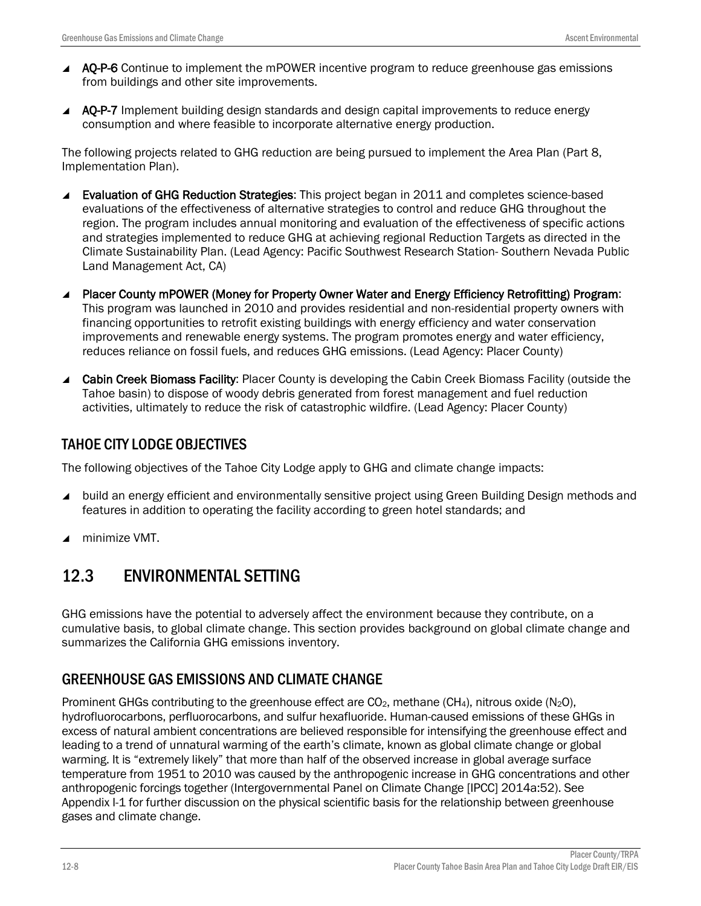- **AQ-P-6** Continue to implement the mPOWER incentive program to reduce greenhouse gas emissions from buildings and other site improvements.

- **AQ-P-7** Implement building design standards and design capital improvements to reduce energy consumption and where feasible to incorporate alternative energy production.

The following projects related to GHG reduction are being pursued to implement the Area Plan (Part 8, Implementation Plan).

- **Evaluation of GHG Reduction Strategies**: This project began in 2011 and completes science-based evaluations of the effectiveness of alternative strategies to control and reduce GHG throughout the region. The program includes annual monitoring and evaluation of the effectiveness of specific actions and strategies implemented to reduce GHG at achieving regional Reduction Targets as directed in the Climate Sustainability Plan. (Lead Agency: Pacific Southwest Research Station- Southern Nevada Public Land Management Act, CA)

- **Placer County mPOWER (Money for Property Owner Water and Energy Efficiency Retrofitting) Program**: This program was launched in 2010 and provides residential and non-residential property owners with financing opportunities to retrofit existing buildings with energy efficiency and water conservation improvements and renewable energy systems. The program promotes energy and water efficiency, reduces reliance on fossil fuels, and reduces GHG emissions. (Lead Agency: Placer County)

- **Cabin Creek Biomass Facility**: Placer County is developing the Cabin Creek Biomass Facility (outside the Tahoe basin) to dispose of woody debris generated from forest management and fuel reduction activities, ultimately to reduce the risk of catastrophic wildfire. (Lead Agency: Placer County)

### TAHOE CITY LODGE OBJECTIVES

The following objectives of the Tahoe City Lodge apply to GHG and climate change impacts:

- build an energy efficient and environmentally sensitive project using Green Building Design methods and features in addition to operating the facility according to green hotel standards; and

- minimize VMT.

## 12.3 ENVIRONMENTAL SETTING

GHG emissions have the potential to adversely affect the environment because they contribute, on a cumulative basis, to global climate change. This section provides background on global climate change and summarizes the California GHG emissions inventory.

### GREENHOUSE GAS EMISSIONS AND CLIMATE CHANGE

Prominent GHGs contributing to the greenhouse effect are $CO_2$, methane ($CH_4$), nitrous oxide ($N_2O$), hydrofluorocarbons, perfluorocarbons, and sulfur hexafluoride. Human-caused emissions of these GHGs in excess of natural ambient concentrations are believed responsible for intensifying the greenhouse effect and leading to a trend of unnatural warming of the earth's climate, known as global climate change or global warming. It is "extremely likely" that more than half of the observed increase in global average surface temperature from 1951 to 2010 was caused by the anthropogenic increase in GHG concentrations and other anthropogenic forcings together (Intergovernmental Panel on Climate Change [IPCC] 2014a:52). See Appendix I-1 for further discussion on the physical scientific basis for the relationship between greenhouse gases and climate change.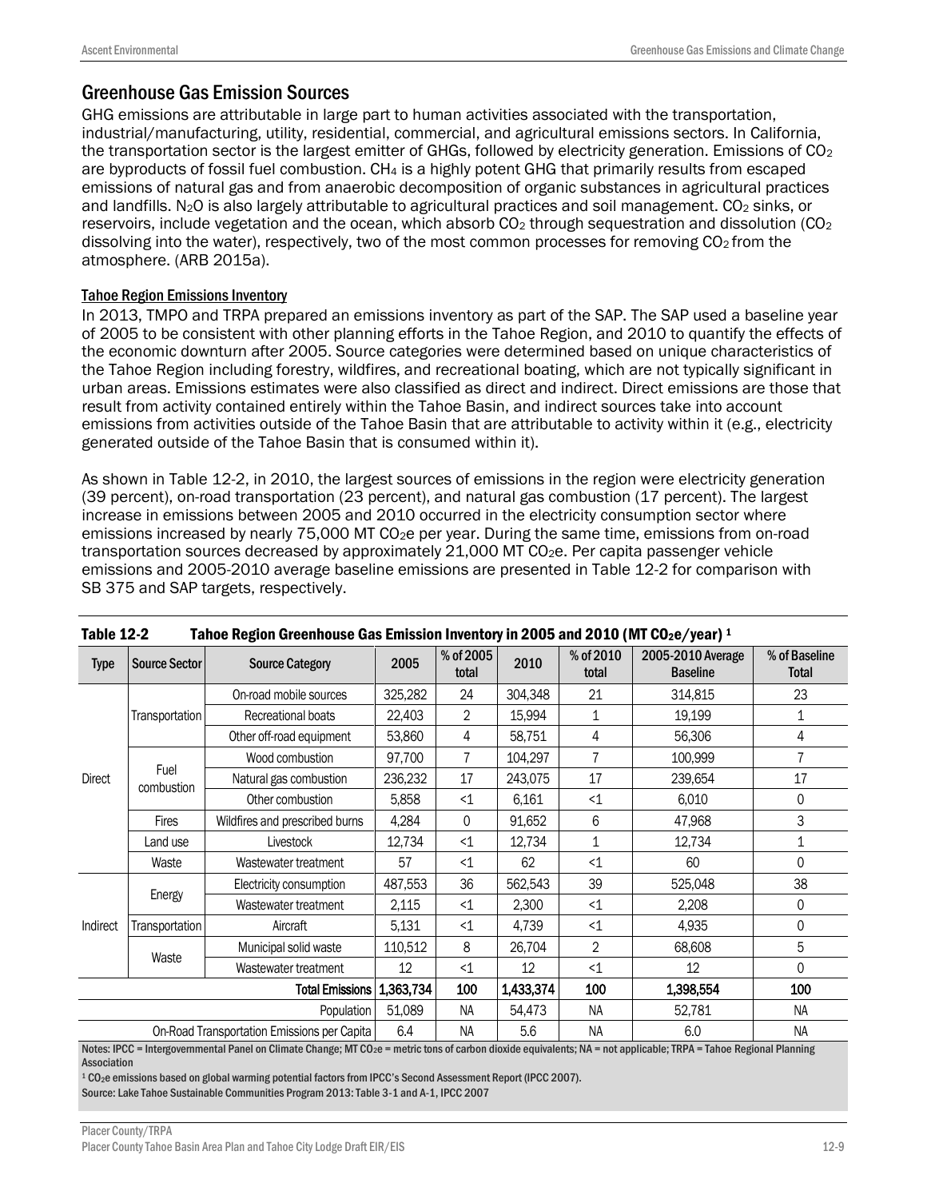## Greenhouse Gas Emission Sources

GHG emissions are attributable in large part to human activities associated with the transportation, industrial/manufacturing, utility, residential, commercial, and agricultural emissions sectors. In California, the transportation sector is the largest emitter of GHGs, followed by electricity generation. Emissions of $CO_2$ are byproducts of fossil fuel combustion. $CH_4$ is a highly potent GHG that primarily results from escaped emissions of natural gas and from anaerobic decomposition of organic substances in agricultural practices and landfills. $N_2O$ is also largely attributable to agricultural practices and soil management. $CO_2$ sinks, or reservoirs, include vegetation and the ocean, which absorb $CO_2$ through sequestration and dissolution ($CO_2$ dissolving into the water), respectively, two of the most common processes for removing $CO_2$ from the atmosphere. (ARB 2015a).

### Tahoe Region Emissions Inventory

In 2013, TMPO and TRPA prepared an emissions inventory as part of the SAP. The SAP used a baseline year of 2005 to be consistent with other planning efforts in the Tahoe Region, and 2010 to quantify the effects of the economic downturn after 2005. Source categories were determined based on unique characteristics of the Tahoe Region including forestry, wildfires, and recreational boating, which are not typically significant in urban areas. Emissions estimates were also classified as direct and indirect. Direct emissions are those that result from activity contained entirely within the Tahoe Basin, and indirect sources take into account emissions from activities outside of the Tahoe Basin that are attributable to activity within it (e.g., electricity generated outside of the Tahoe Basin that is consumed within it).

As shown in Table 12-2, in 2010, the largest sources of emissions in the region were electricity generation (39 percent), on-road transportation (23 percent), and natural gas combustion (17 percent). The largest increase in emissions between 2005 and 2010 occurred in the electricity consumption sector where emissions increased by nearly 75,000 MT $CO_2e$ per year. During the same time, emissions from on-road transportation sources decreased by approximately 21,000 MT $CO_2e$. Per capita passenger vehicle emissions and 2005-2010 average baseline emissions are presented in Table 12-2 for comparison with SB 375 and SAP targets, respectively.

**Table 12-2 Tahoe Region Greenhouse Gas Emission Inventory in 2005 and 2010 (MT $CO_2e$/year) [1]**

| Type | Source Sector | Source Category | 2005 | % of 2005 total | 2010 | % of 2010 total | 2005-2010 Average Baseline | % of Baseline Total |
|---|---|---|---|---|---|---|---|---|
| Direct | Transportation | On-road mobile sources | 325,282 | 24 | 304,348 | 21 | 314,815 | 23 |
| | | Recreational boats | 22,403 | 2 | 15,994 | 1 | 19,199 | 1 |
| | | Other off-road equipment | 53,860 | 4 | 58,751 | 4 | 56,306 | 4 |
| | Fuel combustion | Wood combustion | 97,700 | 7 | 104,297 | 7 | 100,999 | 7 |
| | | Natural gas combustion | 236,232 | 17 | 243,075 | 17 | 239,654 | 17 |
| | | Other combustion | 5,858 | <1 | 6,161 | <1 | 6,010 | 0 |
| | Fires | Wildfires and prescribed burns | 4,284 | 0 | 91,652 | 6 | 47,968 | 3 |
| | Land use | Livestock | 12,734 | <1 | 12,734 | 1 | 12,734 | 1 |
| | Waste | Wastewater treatment | 57 | <1 | 62 | <1 | 60 | 0 |
| Indirect | Energy | Electricity consumption | 487,553 | 36 | 562,543 | 39 | 525,048 | 38 |
| | | Wastewater treatment | 2,115 | <1 | 2,300 | <1 | 2,208 | 0 |
| | Transportation | Aircraft | 5,131 | <1 | 4,739 | <1 | 4,935 | 0 |
| | Waste | Municipal solid waste | 110,512 | 8 | 26,704 | 2 | 68,608 | 5 |
| | | Wastewater treatment | 12 | <1 | 12 | <1 | 12 | 0 |
| | | **Total Emissions** | **1,363,734** | **100** | **1,433,374** | **100** | **1,398,554** | **100** |
| | | Population | 51,089 | NA | 54,473 | NA | 52,781 | NA |
| | | On-Road Transportation Emissions per Capita | 6.4 | NA | 5.6 | NA | 6.0 | NA |

Notes: IPCC = Intergovernmental Panel on Climate Change; MT $CO_2e$ = metric tons of carbon dioxide equivalents; NA = not applicable; TRPA = Tahoe Regional Planning Association

[1] $CO_2e$ emissions based on global warming potential factors from IPCC's Second Assessment Report (IPCC 2007).

Source: Lake Tahoe Sustainable Communities Program 2013: Table 3-1 and A-1, IPCC 2007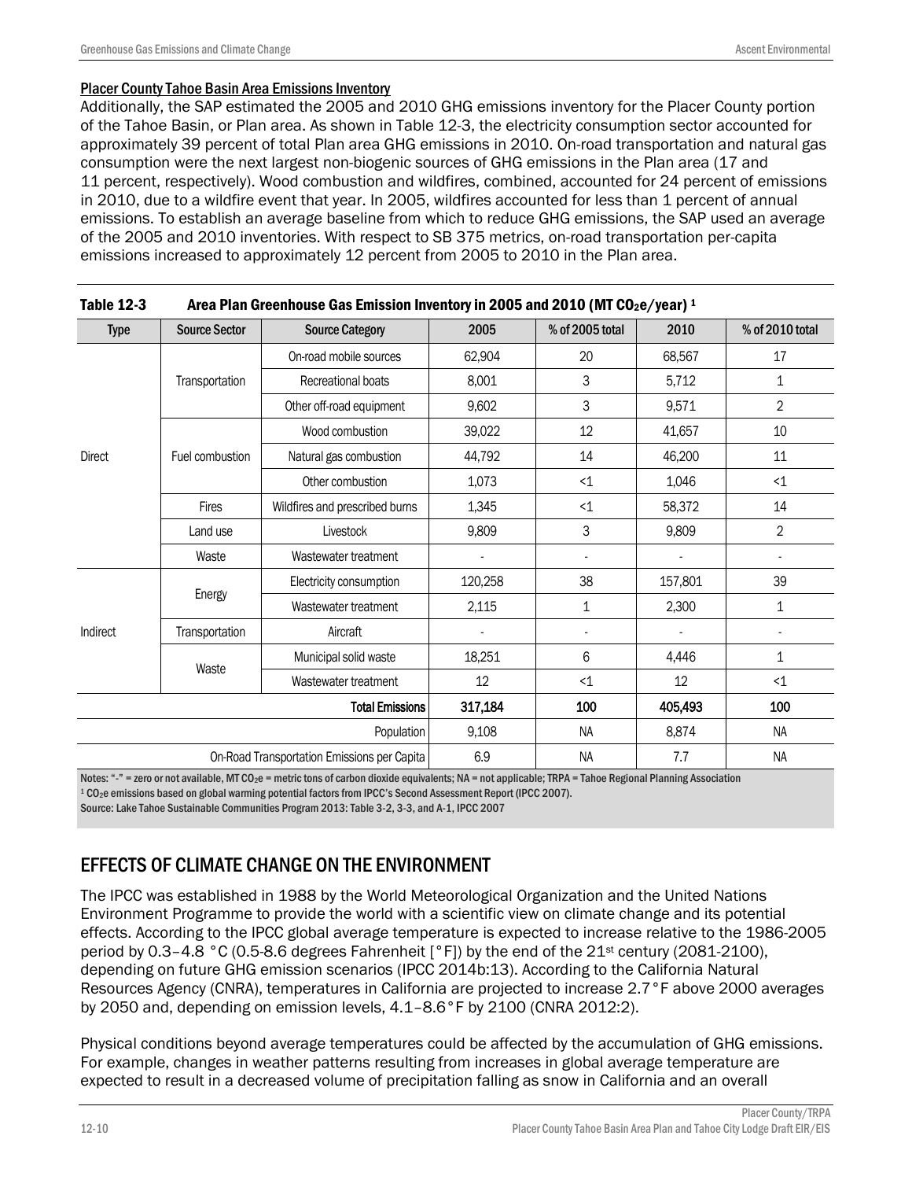#### Placer County Tahoe Basin Area Emissions Inventory

Additionally, the SAP estimated the 2005 and 2010 GHG emissions inventory for the Placer County portion of the Tahoe Basin, or Plan area. As shown in Table 12-3, the electricity consumption sector accounted for approximately 39 percent of total Plan area GHG emissions in 2010. On-road transportation and natural gas consumption were the next largest non-biogenic sources of GHG emissions in the Plan area (17 and 11 percent, respectively). Wood combustion and wildfires, combined, accounted for 24 percent of emissions in 2010, due to a wildfire event that year. In 2005, wildfires accounted for less than 1 percent of annual emissions. To establish an average baseline from which to reduce GHG emissions, the SAP used an average of the 2005 and 2010 inventories. With respect to SB 375 metrics, on-road transportation per-capita emissions increased to approximately 12 percent from 2005 to 2010 in the Plan area.

**Table 12-3 Area Plan Greenhouse Gas Emission Inventory in 2005 and 2010 (MT $CO_2e$/year) [1]**

| Type | Source Sector | Source Category | 2005 | % of 2005 total | 2010 | % of 2010 total |
|---|---|---|---|---|---|---|
| Direct | Transportation | On-road mobile sources | 62,904 | 20 | 68,567 | 17 |
| | | Recreational boats | 8,001 | 3 | 5,712 | 1 |
| | | Other off-road equipment | 9,602 | 3 | 9,571 | 2 |
| | Fuel combustion | Wood combustion | 39,022 | 12 | 41,657 | 10 |
| | | Natural gas combustion | 44,792 | 14 | 46,200 | 11 |
| | | Other combustion | 1,073 | <1 | 1,046 | <1 |
| | Fires | Wildfires and prescribed burns | 1,345 | <1 | 58,372 | 14 |
| | Land use | Livestock | 9,809 | 3 | 9,809 | 2 |
| | Waste | Wastewater treatment | - | - | - | - |
| Indirect | Energy | Electricity consumption | 120,258 | 38 | 157,801 | 39 |
| | | Wastewater treatment | 2,115 | 1 | 2,300 | 1 |
| | Transportation | Aircraft | - | - | - | - |
| | Waste | Municipal solid waste | 18,251 | 6 | 4,446 | 1 |
| | | Wastewater treatment | 12 | <1 | 12 | <1 |
| | | **Total Emissions** | **317,184** | **100** | **405,493** | **100** |
| | | Population | 9,108 | NA | 8,874 | NA |
| | | On-Road Transportation Emissions per Capita | 6.9 | NA | 7.7 | NA |

Notes: "-" = zero or not available, MT $CO_2e$ = metric tons of carbon dioxide equivalents; NA = not applicable; TRPA = Tahoe Regional Planning Association

[1] $CO_2e$ emissions based on global warming potential factors from IPCC's Second Assessment Report (IPCC 2007).

Source: Lake Tahoe Sustainable Communities Program 2013: Table 3-2, 3-3, and A-1, IPCC 2007

## EFFECTS OF CLIMATE CHANGE ON THE ENVIRONMENT

The IPCC was established in 1988 by the World Meteorological Organization and the United Nations Environment Programme to provide the world with a scientific view on climate change and its potential effects. According to the IPCC global average temperature is expected to increase relative to the 1986-2005 period by 0.3–4.8 °C (0.5-8.6 degrees Fahrenheit [°F]) by the end of the 21st century (2081-2100), depending on future GHG emission scenarios (IPCC 2014b:13). According to the California Natural Resources Agency (CNRA), temperatures in California are projected to increase 2.7°F above 2000 averages by 2050 and, depending on emission levels, 4.1–8.6°F by 2100 (CNRA 2012:2).

Physical conditions beyond average temperatures could be affected by the accumulation of GHG emissions. For example, changes in weather patterns resulting from increases in global average temperature are expected to result in a decreased volume of precipitation falling as snow in California and an overall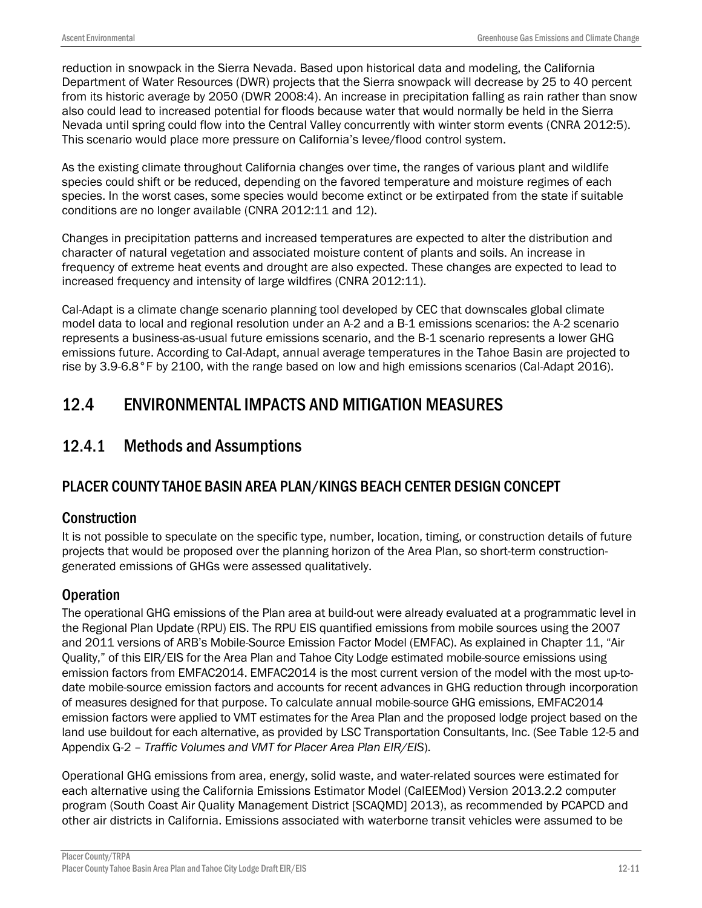reduction in snowpack in the Sierra Nevada. Based upon historical data and modeling, the California Department of Water Resources (DWR) projects that the Sierra snowpack will decrease by 25 to 40 percent from its historic average by 2050 (DWR 2008:4). An increase in precipitation falling as rain rather than snow also could lead to increased potential for floods because water that would normally be held in the Sierra Nevada until spring could flow into the Central Valley concurrently with winter storm events (CNRA 2012:5). This scenario would place more pressure on California's levee/flood control system.

As the existing climate throughout California changes over time, the ranges of various plant and wildlife species could shift or be reduced, depending on the favored temperature and moisture regimes of each species. In the worst cases, some species would become extinct or be extirpated from the state if suitable conditions are no longer available (CNRA 2012:11 and 12).

Changes in precipitation patterns and increased temperatures are expected to alter the distribution and character of natural vegetation and associated moisture content of plants and soils. An increase in frequency of extreme heat events and drought are also expected. These changes are expected to lead to increased frequency and intensity of large wildfires (CNRA 2012:11).

Cal-Adapt is a climate change scenario planning tool developed by CEC that downscales global climate model data to local and regional resolution under an A-2 and a B-1 emissions scenarios: the A-2 scenario represents a business-as-usual future emissions scenario, and the B-1 scenario represents a lower GHG emissions future. According to Cal-Adapt, annual average temperatures in the Tahoe Basin are projected to rise by 3.9-6.8°F by 2100, with the range based on low and high emissions scenarios (Cal-Adapt 2016).

## 12.4 ENVIRONMENTAL IMPACTS AND MITIGATION MEASURES

### 12.4.1 Methods and Assumptions

#### PLACER COUNTY TAHOE BASIN AREA PLAN/KINGS BEACH CENTER DESIGN CONCEPT

##### Construction

It is not possible to speculate on the specific type, number, location, timing, or construction details of future projects that would be proposed over the planning horizon of the Area Plan, so short-term construction-generated emissions of GHGs were assessed qualitatively.

##### Operation

The operational GHG emissions of the Plan area at build-out were already evaluated at a programmatic level in the Regional Plan Update (RPU) EIS. The RPU EIS quantified emissions from mobile sources using the 2007 and 2011 versions of ARB's Mobile-Source Emission Factor Model (EMFAC). As explained in Chapter 11, "Air Quality," of this EIR/EIS for the Area Plan and Tahoe City Lodge estimated mobile-source emissions using emission factors from EMFAC2014. EMFAC2014 is the most current version of the model with the most up-to-date mobile-source emission factors and accounts for recent advances in GHG reduction through incorporation of measures designed for that purpose. To calculate annual mobile-source GHG emissions, EMFAC2014 emission factors were applied to VMT estimates for the Area Plan and the proposed lodge project based on the land use buildout for each alternative, as provided by LSC Transportation Consultants, Inc. (See Table 12-5 and Appendix G-2 – *Traffic Volumes and VMT for Placer Area Plan EIR/EIS*).

Operational GHG emissions from area, energy, solid waste, and water-related sources were estimated for each alternative using the California Emissions Estimator Model (CalEEMod) Version 2013.2.2 computer program (South Coast Air Quality Management District [SCAQMD] 2013), as recommended by PCAPCD and other air districts in California. Emissions associated with waterborne transit vehicles were assumed to be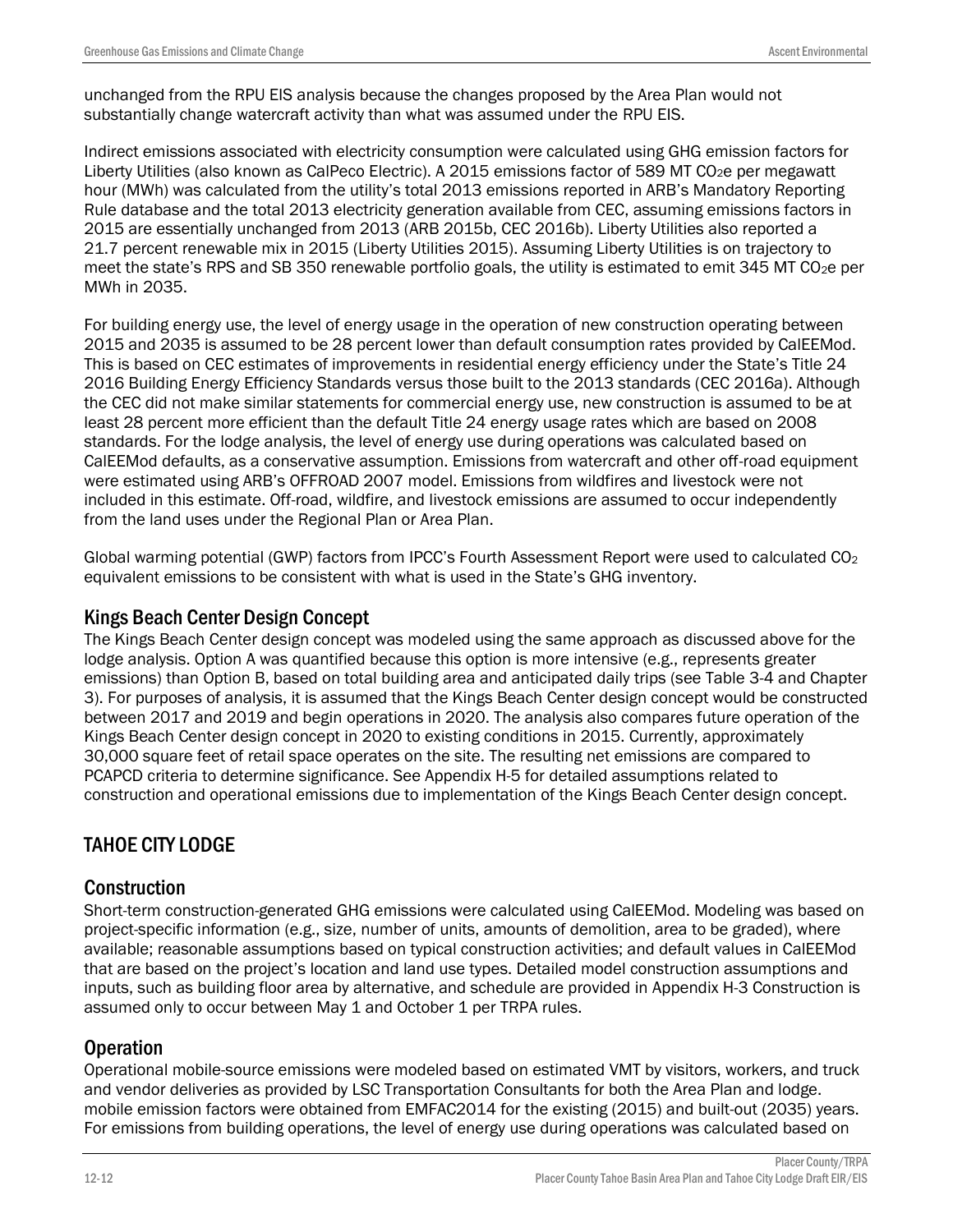unchanged from the RPU EIS analysis because the changes proposed by the Area Plan would not substantially change watercraft activity than what was assumed under the RPU EIS.

Indirect emissions associated with electricity consumption were calculated using GHG emission factors for Liberty Utilities (also known as CalPeco Electric). A 2015 emissions factor of 589 MT $CO_2e$ per megawatt hour (MWh) was calculated from the utility's total 2013 emissions reported in ARB's Mandatory Reporting Rule database and the total 2013 electricity generation available from CEC, assuming emissions factors in 2015 are essentially unchanged from 2013 (ARB 2015b, CEC 2016b). Liberty Utilities also reported a 21.7 percent renewable mix in 2015 (Liberty Utilities 2015). Assuming Liberty Utilities is on trajectory to meet the state's RPS and SB 350 renewable portfolio goals, the utility is estimated to emit 345 MT $CO_2e$ per MWh in 2035.

For building energy use, the level of energy usage in the operation of new construction operating between 2015 and 2035 is assumed to be 28 percent lower than default consumption rates provided by CalEEMod. This is based on CEC estimates of improvements in residential energy efficiency under the State's Title 24 2016 Building Energy Efficiency Standards versus those built to the 2013 standards (CEC 2016a). Although the CEC did not make similar statements for commercial energy use, new construction is assumed to be at least 28 percent more efficient than the default Title 24 energy usage rates which are based on 2008 standards. For the lodge analysis, the level of energy use during operations was calculated based on CalEEMod defaults, as a conservative assumption. Emissions from watercraft and other off-road equipment were estimated using ARB's OFFROAD 2007 model. Emissions from wildfires and livestock were not included in this estimate. Off-road, wildfire, and livestock emissions are assumed to occur independently from the land uses under the Regional Plan or Area Plan.

Global warming potential (GWP) factors from IPCC's Fourth Assessment Report were used to calculated $CO_2$ equivalent emissions to be consistent with what is used in the State's GHG inventory.

### Kings Beach Center Design Concept

The Kings Beach Center design concept was modeled using the same approach as discussed above for the lodge analysis. Option A was quantified because this option is more intensive (e.g., represents greater emissions) than Option B, based on total building area and anticipated daily trips (see Table 3-4 and Chapter 3). For purposes of analysis, it is assumed that the Kings Beach Center design concept would be constructed between 2017 and 2019 and begin operations in 2020. The analysis also compares future operation of the Kings Beach Center design concept in 2020 to existing conditions in 2015. Currently, approximately 30,000 square feet of retail space operates on the site. The resulting net emissions are compared to PCAPCD criteria to determine significance. See Appendix H-5 for detailed assumptions related to construction and operational emissions due to implementation of the Kings Beach Center design concept.

## TAHOE CITY LODGE

### Construction

Short-term construction-generated GHG emissions were calculated using CalEEMod. Modeling was based on project-specific information (e.g., size, number of units, amounts of demolition, area to be graded), where available; reasonable assumptions based on typical construction activities; and default values in CalEEMod that are based on the project's location and land use types. Detailed model construction assumptions and inputs, such as building floor area by alternative, and schedule are provided in Appendix H-3 Construction is assumed only to occur between May 1 and October 1 per TRPA rules.

### Operation

Operational mobile-source emissions were modeled based on estimated VMT by visitors, workers, and truck and vendor deliveries as provided by LSC Transportation Consultants for both the Area Plan and lodge. mobile emission factors were obtained from EMFAC2014 for the existing (2015) and built-out (2035) years. For emissions from building operations, the level of energy use during operations was calculated based on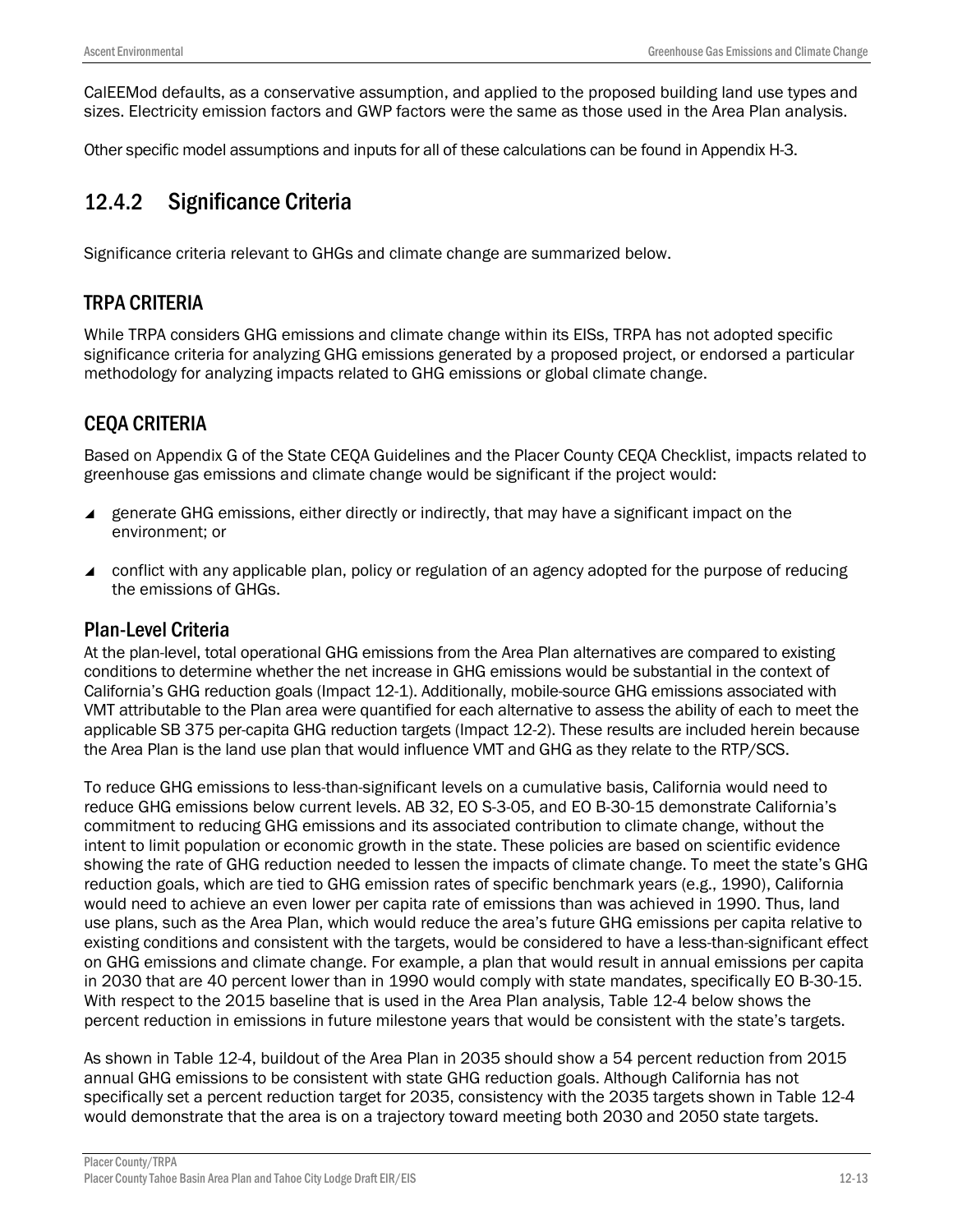CalEEMod defaults, as a conservative assumption, and applied to the proposed building land use types and sizes. Electricity emission factors and GWP factors were the same as those used in the Area Plan analysis.

Other specific model assumptions and inputs for all of these calculations can be found in Appendix H-3.

## 12.4.2 Significance Criteria

Significance criteria relevant to GHGs and climate change are summarized below.

### TRPA CRITERIA

While TRPA considers GHG emissions and climate change within its EISs, TRPA has not adopted specific significance criteria for analyzing GHG emissions generated by a proposed project, or endorsed a particular methodology for analyzing impacts related to GHG emissions or global climate change.

### CEQA CRITERIA

Based on Appendix G of the State CEQA Guidelines and the Placer County CEQA Checklist, impacts related to greenhouse gas emissions and climate change would be significant if the project would:

- generate GHG emissions, either directly or indirectly, that may have a significant impact on the environment; or
- conflict with any applicable plan, policy or regulation of an agency adopted for the purpose of reducing the emissions of GHGs.

#### Plan-Level Criteria

At the plan-level, total operational GHG emissions from the Area Plan alternatives are compared to existing conditions to determine whether the net increase in GHG emissions would be substantial in the context of California's GHG reduction goals (Impact 12-1). Additionally, mobile-source GHG emissions associated with VMT attributable to the Plan area were quantified for each alternative to assess the ability of each to meet the applicable SB 375 per-capita GHG reduction targets (Impact 12-2). These results are included herein because the Area Plan is the land use plan that would influence VMT and GHG as they relate to the RTP/SCS.

To reduce GHG emissions to less-than-significant levels on a cumulative basis, California would need to reduce GHG emissions below current levels. AB 32, EO S-3-05, and EO B-30-15 demonstrate California's commitment to reducing GHG emissions and its associated contribution to climate change, without the intent to limit population or economic growth in the state. These policies are based on scientific evidence showing the rate of GHG reduction needed to lessen the impacts of climate change. To meet the state's GHG reduction goals, which are tied to GHG emission rates of specific benchmark years (e.g., 1990), California would need to achieve an even lower per capita rate of emissions than was achieved in 1990. Thus, land use plans, such as the Area Plan, which would reduce the area's future GHG emissions per capita relative to existing conditions and consistent with the targets, would be considered to have a less-than-significant effect on GHG emissions and climate change. For example, a plan that would result in annual emissions per capita in 2030 that are 40 percent lower than in 1990 would comply with state mandates, specifically EO B-30-15. With respect to the 2015 baseline that is used in the Area Plan analysis, Table 12-4 below shows the percent reduction in emissions in future milestone years that would be consistent with the state's targets.

As shown in Table 12-4, buildout of the Area Plan in 2035 should show a 54 percent reduction from 2015 annual GHG emissions to be consistent with state GHG reduction goals. Although California has not specifically set a percent reduction target for 2035, consistency with the 2035 targets shown in Table 12-4 would demonstrate that the area is on a trajectory toward meeting both 2030 and 2050 state targets.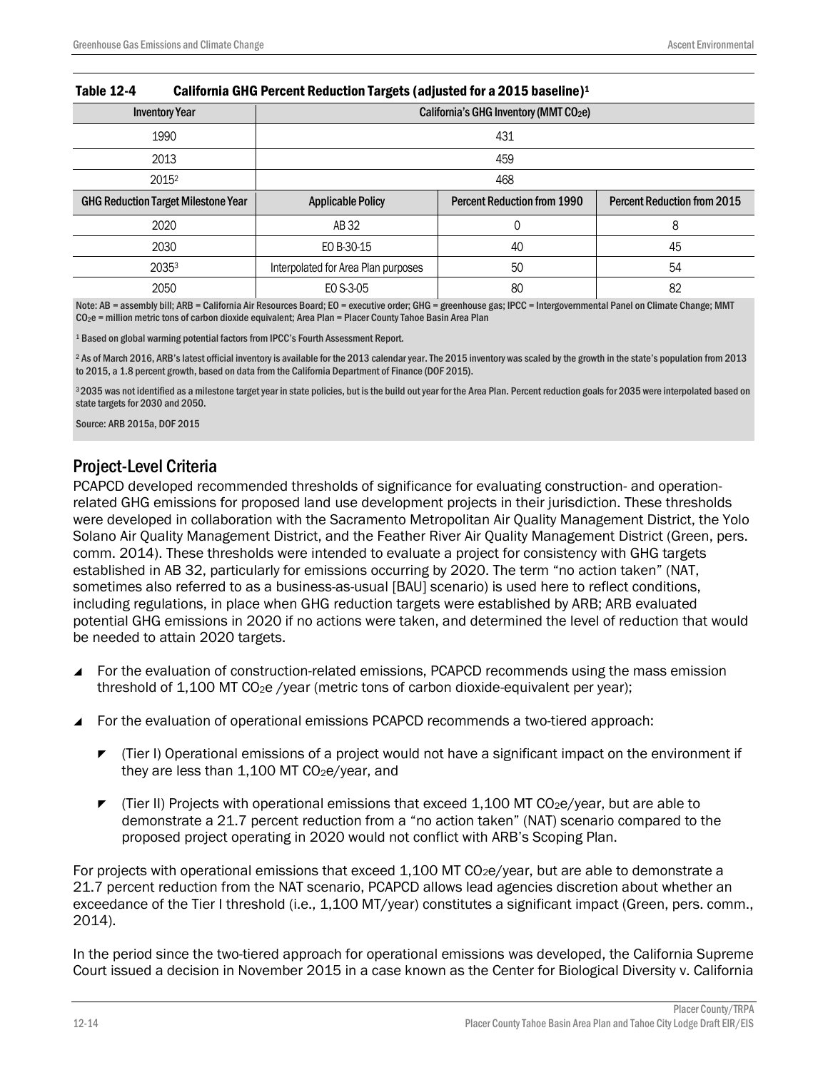**Table 12-4 California GHG Percent Reduction Targets (adjusted for a 2015 baseline)[1]**

| Inventory Year | California's GHG Inventory (MMT $CO_2e$) | | |
|---|---|---|---|
| 1990 | 431 | | |
| 2013 | 459 | | |
| 2015[2] | 468 | | |
| **GHG Reduction Target Milestone Year** | **Applicable Policy** | **Percent Reduction from 1990** | **Percent Reduction from 2015** |
| 2020 | AB 32 | 0 | 8 |
| 2030 | EO B-30-15 | 40 | 45 |
| 2035[3] | Interpolated for Area Plan purposes | 50 | 54 |
| 2050 | EO S-3-05 | 80 | 82 |

Note: AB = assembly bill; ARB = California Air Resources Board; EO = executive order; GHG = greenhouse gas; IPCC = Intergovernmental Panel on Climate Change; MMT $CO_2e$ = million metric tons of carbon dioxide equivalent; Area Plan = Placer County Tahoe Basin Area Plan

[1] Based on global warming potential factors from IPCC's Fourth Assessment Report.

[2] As of March 2016, ARB's latest official inventory is available for the 2013 calendar year. The 2015 inventory was scaled by the growth in the state's population from 2013 to 2015, a 1.8 percent growth, based on data from the California Department of Finance (DOF 2015).

[3] 2035 was not identified as a milestone target year in state policies, but is the build out year for the Area Plan. Percent reduction goals for 2035 were interpolated based on state targets for 2030 and 2050.

Source: ARB 2015a, DOF 2015

## Project-Level Criteria

PCAPCD developed recommended thresholds of significance for evaluating construction- and operation-related GHG emissions for proposed land use development projects in their jurisdiction. These thresholds were developed in collaboration with the Sacramento Metropolitan Air Quality Management District, the Yolo Solano Air Quality Management District, and the Feather River Air Quality Management District (Green, pers. comm. 2014). These thresholds were intended to evaluate a project for consistency with GHG targets established in AB 32, particularly for emissions occurring by 2020. The term "no action taken" (NAT, sometimes also referred to as a business-as-usual [BAU] scenario) is used here to reflect conditions, including regulations, in place when GHG reduction targets were established by ARB; ARB evaluated potential GHG emissions in 2020 if no actions were taken, and determined the level of reduction that would be needed to attain 2020 targets.

- For the evaluation of construction-related emissions, PCAPCD recommends using the mass emission threshold of 1,100 MT $CO_2e$ /year (metric tons of carbon dioxide-equivalent per year);
- For the evaluation of operational emissions PCAPCD recommends a two-tiered approach:
  - (Tier I) Operational emissions of a project would not have a significant impact on the environment if they are less than 1,100 MT $CO_2e$/year, and
  - (Tier II) Projects with operational emissions that exceed 1,100 MT $CO_2e$/year, but are able to demonstrate a 21.7 percent reduction from a "no action taken" (NAT) scenario compared to the proposed project operating in 2020 would not conflict with ARB's Scoping Plan.

For projects with operational emissions that exceed 1,100 MT $CO_2e$/year, but are able to demonstrate a 21.7 percent reduction from the NAT scenario, PCAPCD allows lead agencies discretion about whether an exceedance of the Tier I threshold (i.e., 1,100 MT/year) constitutes a significant impact (Green, pers. comm., 2014).

In the period since the two-tiered approach for operational emissions was developed, the California Supreme Court issued a decision in November 2015 in a case known as the Center for Biological Diversity v. California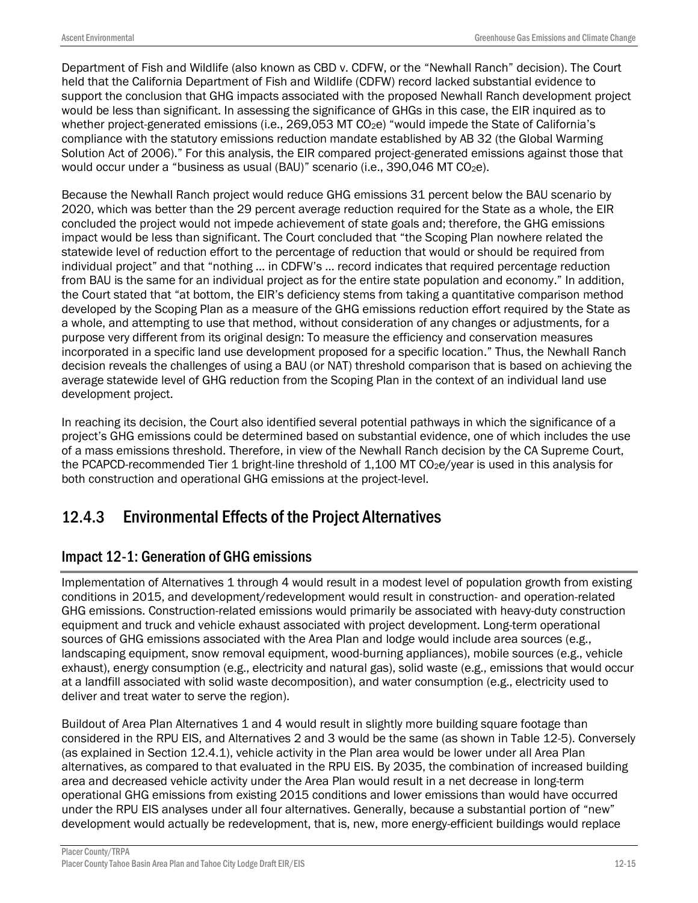Department of Fish and Wildlife (also known as CBD v. CDFW, or the "Newhall Ranch" decision). The Court held that the California Department of Fish and Wildlife (CDFW) record lacked substantial evidence to support the conclusion that GHG impacts associated with the proposed Newhall Ranch development project would be less than significant. In assessing the significance of GHGs in this case, the EIR inquired as to whether project-generated emissions (i.e., 269,053 MT $CO_2e$) "would impede the State of California's compliance with the statutory emissions reduction mandate established by AB 32 (the Global Warming Solution Act of 2006)." For this analysis, the EIR compared project-generated emissions against those that would occur under a "business as usual (BAU)" scenario (i.e., 390,046 MT $CO_2e$).

Because the Newhall Ranch project would reduce GHG emissions 31 percent below the BAU scenario by 2020, which was better than the 29 percent average reduction required for the State as a whole, the EIR concluded the project would not impede achievement of state goals and; therefore, the GHG emissions impact would be less than significant. The Court concluded that "the Scoping Plan nowhere related the statewide level of reduction effort to the percentage of reduction that would or should be required from individual project" and that "nothing … in CDFW's … record indicates that required percentage reduction from BAU is the same for an individual project as for the entire state population and economy." In addition, the Court stated that "at bottom, the EIR's deficiency stems from taking a quantitative comparison method developed by the Scoping Plan as a measure of the GHG emissions reduction effort required by the State as a whole, and attempting to use that method, without consideration of any changes or adjustments, for a purpose very different from its original design: To measure the efficiency and conservation measures incorporated in a specific land use development proposed for a specific location." Thus, the Newhall Ranch decision reveals the challenges of using a BAU (or NAT) threshold comparison that is based on achieving the average statewide level of GHG reduction from the Scoping Plan in the context of an individual land use development project.

In reaching its decision, the Court also identified several potential pathways in which the significance of a project's GHG emissions could be determined based on substantial evidence, one of which includes the use of a mass emissions threshold. Therefore, in view of the Newhall Ranch decision by the CA Supreme Court, the PCAPCD-recommended Tier 1 bright-line threshold of 1,100 MT $CO_2e$/year is used in this analysis for both construction and operational GHG emissions at the project-level.

## 12.4.3 Environmental Effects of the Project Alternatives

### Impact 12-1: Generation of GHG emissions

Implementation of Alternatives 1 through 4 would result in a modest level of population growth from existing conditions in 2015, and development/redevelopment would result in construction- and operation-related GHG emissions. Construction-related emissions would primarily be associated with heavy-duty construction equipment and truck and vehicle exhaust associated with project development. Long-term operational sources of GHG emissions associated with the Area Plan and lodge would include area sources (e.g., landscaping equipment, snow removal equipment, wood-burning appliances), mobile sources (e.g., vehicle exhaust), energy consumption (e.g., electricity and natural gas), solid waste (e.g., emissions that would occur at a landfill associated with solid waste decomposition), and water consumption (e.g., electricity used to deliver and treat water to serve the region).

Buildout of Area Plan Alternatives 1 and 4 would result in slightly more building square footage than considered in the RPU EIS, and Alternatives 2 and 3 would be the same (as shown in Table 12-5). Conversely (as explained in Section 12.4.1), vehicle activity in the Plan area would be lower under all Area Plan alternatives, as compared to that evaluated in the RPU EIS. By 2035, the combination of increased building area and decreased vehicle activity under the Area Plan would result in a net decrease in long-term operational GHG emissions from existing 2015 conditions and lower emissions than would have occurred under the RPU EIS analyses under all four alternatives. Generally, because a substantial portion of "new" development would actually be redevelopment, that is, new, more energy-efficient buildings would replace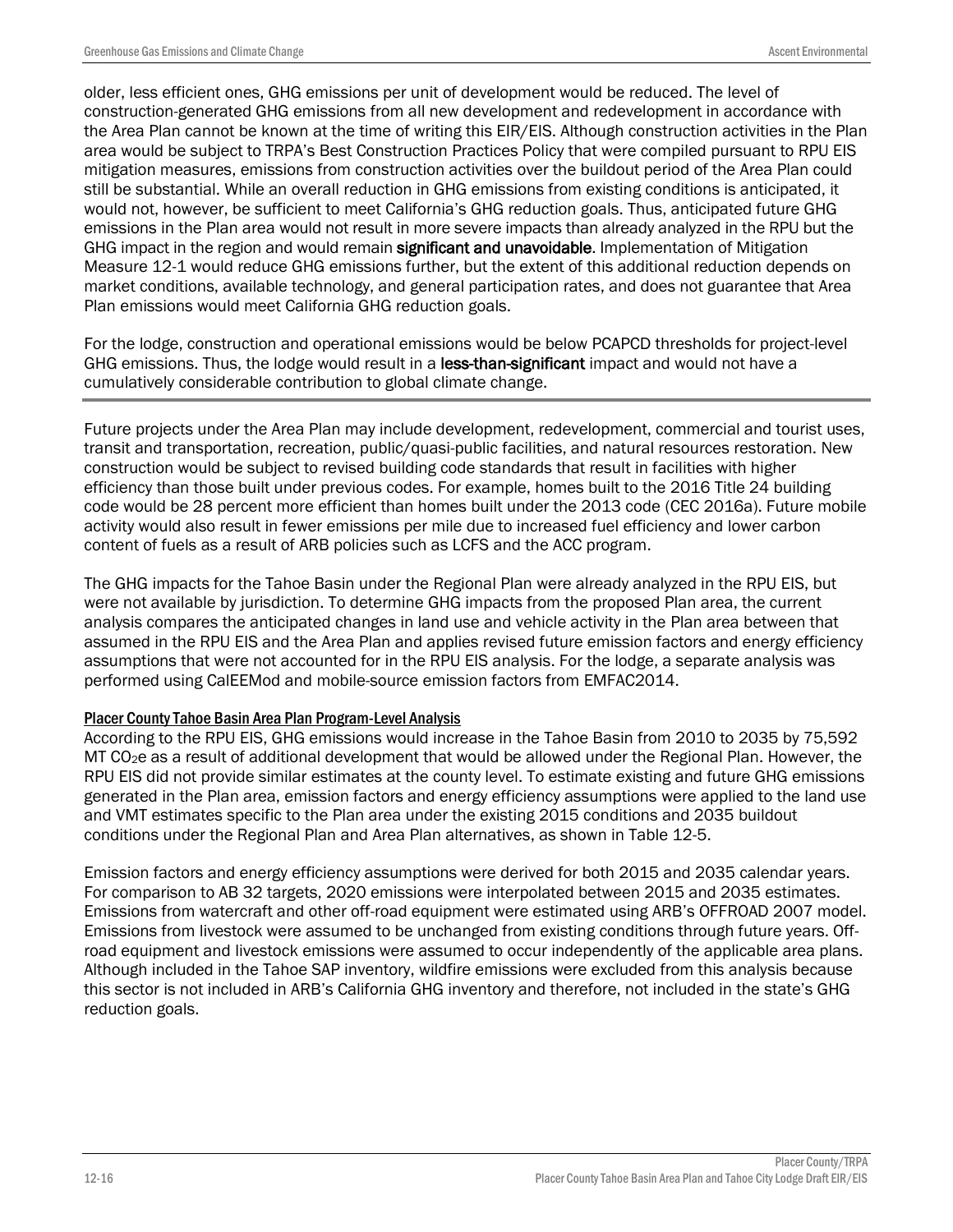older, less efficient ones, GHG emissions per unit of development would be reduced. The level of construction-generated GHG emissions from all new development and redevelopment in accordance with the Area Plan cannot be known at the time of writing this EIR/EIS. Although construction activities in the Plan area would be subject to TRPA's Best Construction Practices Policy that were compiled pursuant to RPU EIS mitigation measures, emissions from construction activities over the buildout period of the Area Plan could still be substantial. While an overall reduction in GHG emissions from existing conditions is anticipated, it would not, however, be sufficient to meet California's GHG reduction goals. Thus, anticipated future GHG emissions in the Plan area would not result in more severe impacts than already analyzed in the RPU but the GHG impact in the region and would remain **significant and unavoidable**. Implementation of Mitigation Measure 12-1 would reduce GHG emissions further, but the extent of this additional reduction depends on market conditions, available technology, and general participation rates, and does not guarantee that Area Plan emissions would meet California GHG reduction goals.

For the lodge, construction and operational emissions would be below PCAPCD thresholds for project-level GHG emissions. Thus, the lodge would result in a **less-than-significant** impact and would not have a cumulatively considerable contribution to global climate change.

---

Future projects under the Area Plan may include development, redevelopment, commercial and tourist uses, transit and transportation, recreation, public/quasi-public facilities, and natural resources restoration. New construction would be subject to revised building code standards that result in facilities with higher efficiency than those built under previous codes. For example, homes built to the 2016 Title 24 building code would be 28 percent more efficient than homes built under the 2013 code (CEC 2016a). Future mobile activity would also result in fewer emissions per mile due to increased fuel efficiency and lower carbon content of fuels as a result of ARB policies such as LCFS and the ACC program.

The GHG impacts for the Tahoe Basin under the Regional Plan were already analyzed in the RPU EIS, but were not available by jurisdiction. To determine GHG impacts from the proposed Plan area, the current analysis compares the anticipated changes in land use and vehicle activity in the Plan area between that assumed in the RPU EIS and the Area Plan and applies revised future emission factors and energy efficiency assumptions that were not accounted for in the RPU EIS analysis. For the lodge, a separate analysis was performed using CalEEMod and mobile-source emission factors from EMFAC2014.

#### Placer County Tahoe Basin Area Plan Program-Level Analysis

According to the RPU EIS, GHG emissions would increase in the Tahoe Basin from 2010 to 2035 by 75,592 MT $CO_2e$ as a result of additional development that would be allowed under the Regional Plan. However, the RPU EIS did not provide similar estimates at the county level. To estimate existing and future GHG emissions generated in the Plan area, emission factors and energy efficiency assumptions were applied to the land use and VMT estimates specific to the Plan area under the existing 2015 conditions and 2035 buildout conditions under the Regional Plan and Area Plan alternatives, as shown in Table 12-5.

Emission factors and energy efficiency assumptions were derived for both 2015 and 2035 calendar years. For comparison to AB 32 targets, 2020 emissions were interpolated between 2015 and 2035 estimates. Emissions from watercraft and other off-road equipment were estimated using ARB's OFFROAD 2007 model. Emissions from livestock were assumed to be unchanged from existing conditions through future years. Off-road equipment and livestock emissions were assumed to occur independently of the applicable area plans. Although included in the Tahoe SAP inventory, wildfire emissions were excluded from this analysis because this sector is not included in ARB's California GHG inventory and therefore, not included in the state's GHG reduction goals.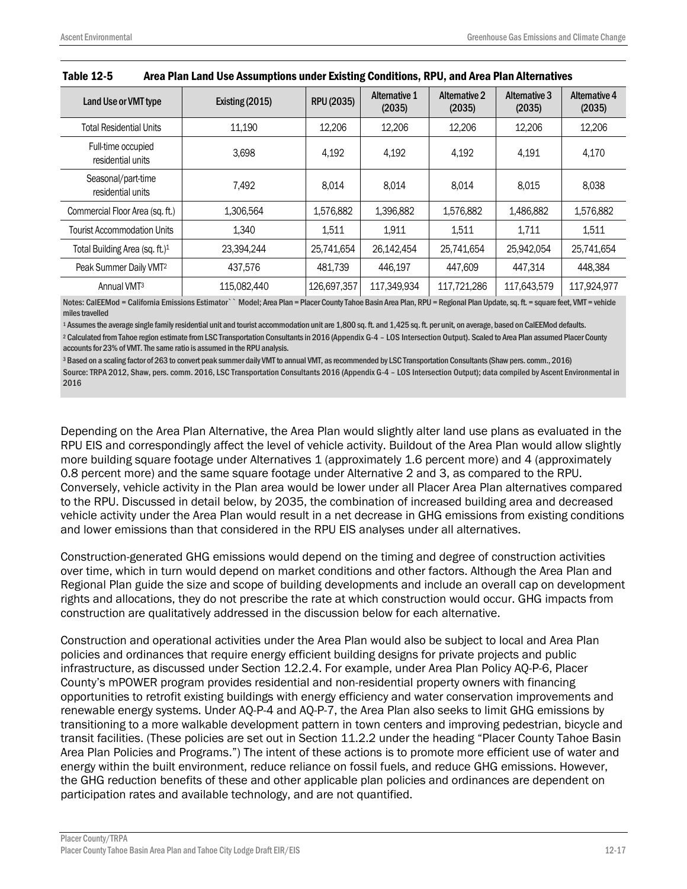**Table 12-5 Area Plan Land Use Assumptions under Existing Conditions, RPU, and Area Plan Alternatives**

| Land Use or VMT type | Existing (2015) | RPU (2035) | Alternative 1 (2035) | Alternative 2 (2035) | Alternative 3 (2035) | Alternative 4 (2035) |
|---|---|---|---|---|---|---|
| Total Residential Units | 11,190 | 12,206 | 12,206 | 12,206 | 12,206 | 12,206 |
| Full-time occupied residential units | 3,698 | 4,192 | 4,192 | 4,192 | 4,191 | 4,170 |
| Seasonal/part-time residential units | 7,492 | 8,014 | 8,014 | 8,014 | 8,015 | 8,038 |
| Commercial Floor Area (sq. ft.) | 1,306,564 | 1,576,882 | 1,396,882 | 1,576,882 | 1,486,882 | 1,576,882 |
| Tourist Accommodation Units | 1,340 | 1,511 | 1,911 | 1,511 | 1,711 | 1,511 |
| Total Building Area (sq. ft.)[1] | 23,394,244 | 25,741,654 | 26,142,454 | 25,741,654 | 25,942,054 | 25,741,654 |
| Peak Summer Daily VMT[2] | 437,576 | 481,739 | 446,197 | 447,609 | 447,314 | 448,384 |
| Annual VMT[3] | 115,082,440 | 126,697,357 | 117,349,934 | 117,721,286 | 117,643,579 | 117,924,977 |

Notes: CalEEMod = California Emissions Estimator`` Model; Area Plan = Placer County Tahoe Basin Area Plan, RPU = Regional Plan Update, sq. ft. = square feet, VMT = vehicle miles travelled

[1] Assumes the average single family residential unit and tourist accommodation unit are 1,800 sq. ft. and 1,425 sq. ft. per unit, on average, based on CalEEMod defaults.

[2] Calculated from Tahoe region estimate from LSC Transportation Consultants in 2016 (Appendix G-4 – LOS Intersection Output). Scaled to Area Plan assumed Placer County accounts for 23% of VMT. The same ratio is assumed in the RPU analysis.

[3] Based on a scaling factor of 263 to convert peak summer daily VMT to annual VMT, as recommended by LSC Transportation Consultants (Shaw pers. comm., 2016)

Source: TRPA 2012, Shaw, pers. comm. 2016, LSC Transportation Consultants 2016 (Appendix G-4 – LOS Intersection Output); data compiled by Ascent Environmental in 2016

Depending on the Area Plan Alternative, the Area Plan would slightly alter land use plans as evaluated in the RPU EIS and correspondingly affect the level of vehicle activity. Buildout of the Area Plan would allow slightly more building square footage under Alternatives 1 (approximately 1.6 percent more) and 4 (approximately 0.8 percent more) and the same square footage under Alternative 2 and 3, as compared to the RPU. Conversely, vehicle activity in the Plan area would be lower under all Placer Area Plan alternatives compared to the RPU. Discussed in detail below, by 2035, the combination of increased building area and decreased vehicle activity under the Area Plan would result in a net decrease in GHG emissions from existing conditions and lower emissions than that considered in the RPU EIS analyses under all alternatives.

Construction-generated GHG emissions would depend on the timing and degree of construction activities over time, which in turn would depend on market conditions and other factors. Although the Area Plan and Regional Plan guide the size and scope of building developments and include an overall cap on development rights and allocations, they do not prescribe the rate at which construction would occur. GHG impacts from construction are qualitatively addressed in the discussion below for each alternative.

Construction and operational activities under the Area Plan would also be subject to local and Area Plan policies and ordinances that require energy efficient building designs for private projects and public infrastructure, as discussed under Section 12.2.4. For example, under Area Plan Policy AQ-P-6, Placer County's mPOWER program provides residential and non-residential property owners with financing opportunities to retrofit existing buildings with energy efficiency and water conservation improvements and renewable energy systems. Under AQ-P-4 and AQ-P-7, the Area Plan also seeks to limit GHG emissions by transitioning to a more walkable development pattern in town centers and improving pedestrian, bicycle and transit facilities. (These policies are set out in Section 11.2.2 under the heading "Placer County Tahoe Basin Area Plan Policies and Programs.") The intent of these actions is to promote more efficient use of water and energy within the built environment, reduce reliance on fossil fuels, and reduce GHG emissions. However, the GHG reduction benefits of these and other applicable plan policies and ordinances are dependent on participation rates and available technology, and are not quantified.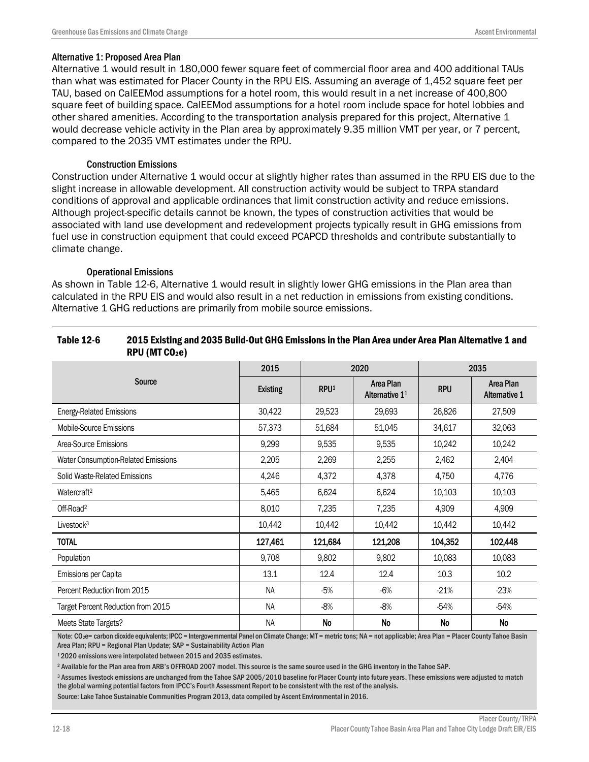### Alternative 1: Proposed Area Plan

Alternative 1 would result in 180,000 fewer square feet of commercial floor area and 400 additional TAUs than what was estimated for Placer County in the RPU EIS. Assuming an average of 1,452 square feet per TAU, based on CalEEMod assumptions for a hotel room, this would result in a net increase of 400,800 square feet of building space. CalEEMod assumptions for a hotel room include space for hotel lobbies and other shared amenities. According to the transportation analysis prepared for this project, Alternative 1 would decrease vehicle activity in the Plan area by approximately 9.35 million VMT per year, or 7 percent, compared to the 2035 VMT estimates under the RPU.

#### Construction Emissions

Construction under Alternative 1 would occur at slightly higher rates than assumed in the RPU EIS due to the slight increase in allowable development. All construction activity would be subject to TRPA standard conditions of approval and applicable ordinances that limit construction activity and reduce emissions. Although project-specific details cannot be known, the types of construction activities that would be associated with land use development and redevelopment projects typically result in GHG emissions from fuel use in construction equipment that could exceed PCAPCD thresholds and contribute substantially to climate change.

#### Operational Emissions

As shown in Table 12-6, Alternative 1 would result in slightly lower GHG emissions in the Plan area than calculated in the RPU EIS and would also result in a net reduction in emissions from existing conditions. Alternative 1 GHG reductions are primarily from mobile source emissions.

**Table 12-6 2015 Existing and 2035 Build-Out GHG Emissions in the Plan Area under Area Plan Alternative 1 and RPU (MT $CO_2e$)**

| Source | 2015 | 2020 | | 2035 | |
|---|---|---|---|---|---|
| | Existing | RPU[1] | Area Plan Alternative 1[1] | RPU | Area Plan Alternative 1 |
| Energy-Related Emissions | 30,422 | 29,523 | 29,693 | 26,826 | 27,509 |
| Mobile-Source Emissions | 57,373 | 51,684 | 51,045 | 34,617 | 32,063 |
| Area-Source Emissions | 9,299 | 9,535 | 9,535 | 10,242 | 10,242 |
| Water Consumption-Related Emissions | 2,205 | 2,269 | 2,255 | 2,462 | 2,404 |
| Solid Waste-Related Emissions | 4,246 | 4,372 | 4,378 | 4,750 | 4,776 |
| Watercraft[2] | 5,465 | 6,624 | 6,624 | 10,103 | 10,103 |
| Off-Road[2] | 8,010 | 7,235 | 7,235 | 4,909 | 4,909 |
| Livestock[3] | 10,442 | 10,442 | 10,442 | 10,442 | 10,442 |
| **TOTAL** | **127,461** | **121,684** | **121,208** | **104,352** | **102,448** |
| Population | 9,708 | 9,802 | 9,802 | 10,083 | 10,083 |
| Emissions per Capita | 13.1 | 12.4 | 12.4 | 10.3 | 10.2 |
| Percent Reduction from 2015 | NA | -5% | -6% | -21% | -23% |
| Target Percent Reduction from 2015 | NA | -8% | -8% | -54% | -54% |
| Meets State Targets? | NA | **No** | **No** | **No** | **No** |

Note: $CO_2e$= carbon dioxide equivalents; IPCC = Intergovernmental Panel on Climate Change; MT = metric tons; NA = not applicable; Area Plan = Placer County Tahoe Basin Area Plan; RPU = Regional Plan Update; SAP = Sustainability Action Plan

[1] 2020 emissions were interpolated between 2015 and 2035 estimates.

[2] Available for the Plan area from ARB's OFFROAD 2007 model. This source is the same source used in the GHG inventory in the Tahoe SAP.

[3] Assumes livestock emissions are unchanged from the Tahoe SAP 2005/2010 baseline for Placer County into future years. These emissions were adjusted to match the global warming potential factors from IPCC's Fourth Assessment Report to be consistent with the rest of the analysis.

Source: Lake Tahoe Sustainable Communities Program 2013, data compiled by Ascent Environmental in 2016.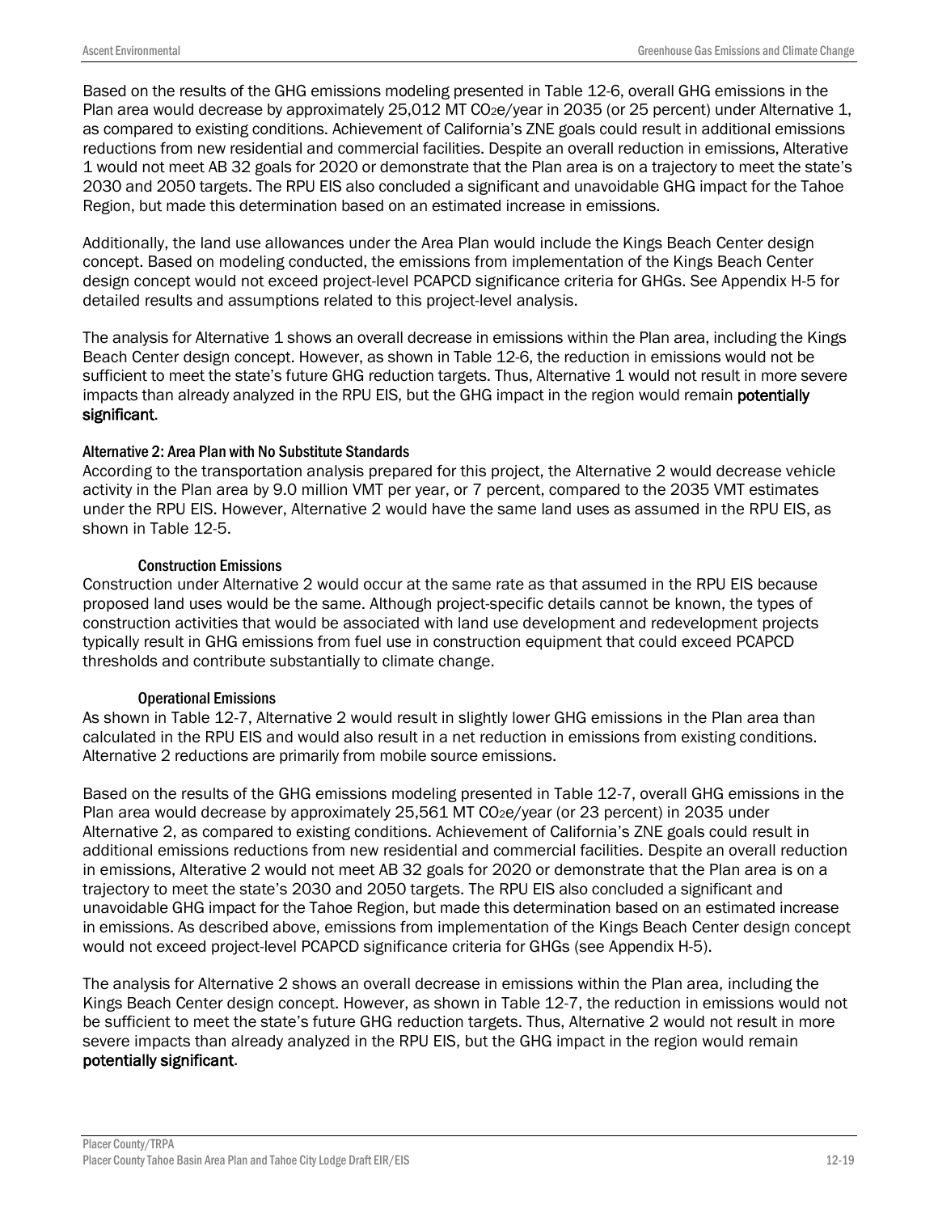Based on the results of the GHG emissions modeling presented in Table 12-6, overall GHG emissions in the Plan area would decrease by approximately 25,012 MT $CO_2e$/year in 2035 (or 25 percent) under Alternative 1, as compared to existing conditions. Achievement of California's ZNE goals could result in additional emissions reductions from new residential and commercial facilities. Despite an overall reduction in emissions, Alterative 1 would not meet AB 32 goals for 2020 or demonstrate that the Plan area is on a trajectory to meet the state's 2030 and 2050 targets. The RPU EIS also concluded a significant and unavoidable GHG impact for the Tahoe Region, but made this determination based on an estimated increase in emissions.

Additionally, the land use allowances under the Area Plan would include the Kings Beach Center design concept. Based on modeling conducted, the emissions from implementation of the Kings Beach Center design concept would not exceed project-level PCAPCD significance criteria for GHGs. See Appendix H-5 for detailed results and assumptions related to this project-level analysis.

The analysis for Alternative 1 shows an overall decrease in emissions within the Plan area, including the Kings Beach Center design concept. However, as shown in Table 12-6, the reduction in emissions would not be sufficient to meet the state's future GHG reduction targets. Thus, Alternative 1 would not result in more severe impacts than already analyzed in the RPU EIS, but the GHG impact in the region would remain **potentially significant**.

### Alternative 2: Area Plan with No Substitute Standards

According to the transportation analysis prepared for this project, the Alternative 2 would decrease vehicle activity in the Plan area by 9.0 million VMT per year, or 7 percent, compared to the 2035 VMT estimates under the RPU EIS. However, Alternative 2 would have the same land uses as assumed in the RPU EIS, as shown in Table 12-5.

#### Construction Emissions

Construction under Alternative 2 would occur at the same rate as that assumed in the RPU EIS because proposed land uses would be the same. Although project-specific details cannot be known, the types of construction activities that would be associated with land use development and redevelopment projects typically result in GHG emissions from fuel use in construction equipment that could exceed PCAPCD thresholds and contribute substantially to climate change.

#### Operational Emissions

As shown in Table 12-7, Alternative 2 would result in slightly lower GHG emissions in the Plan area than calculated in the RPU EIS and would also result in a net reduction in emissions from existing conditions. Alternative 2 reductions are primarily from mobile source emissions.

Based on the results of the GHG emissions modeling presented in Table 12-7, overall GHG emissions in the Plan area would decrease by approximately 25,561 MT $CO_2e$/year (or 23 percent) in 2035 under Alternative 2, as compared to existing conditions. Achievement of California's ZNE goals could result in additional emissions reductions from new residential and commercial facilities. Despite an overall reduction in emissions, Alterative 2 would not meet AB 32 goals for 2020 or demonstrate that the Plan area is on a trajectory to meet the state's 2030 and 2050 targets. The RPU EIS also concluded a significant and unavoidable GHG impact for the Tahoe Region, but made this determination based on an estimated increase in emissions. As described above, emissions from implementation of the Kings Beach Center design concept would not exceed project-level PCAPCD significance criteria for GHGs (see Appendix H-5).

The analysis for Alternative 2 shows an overall decrease in emissions within the Plan area, including the Kings Beach Center design concept. However, as shown in Table 12-7, the reduction in emissions would not be sufficient to meet the state's future GHG reduction targets. Thus, Alternative 2 would not result in more severe impacts than already analyzed in the RPU EIS, but the GHG impact in the region would remain **potentially significant**.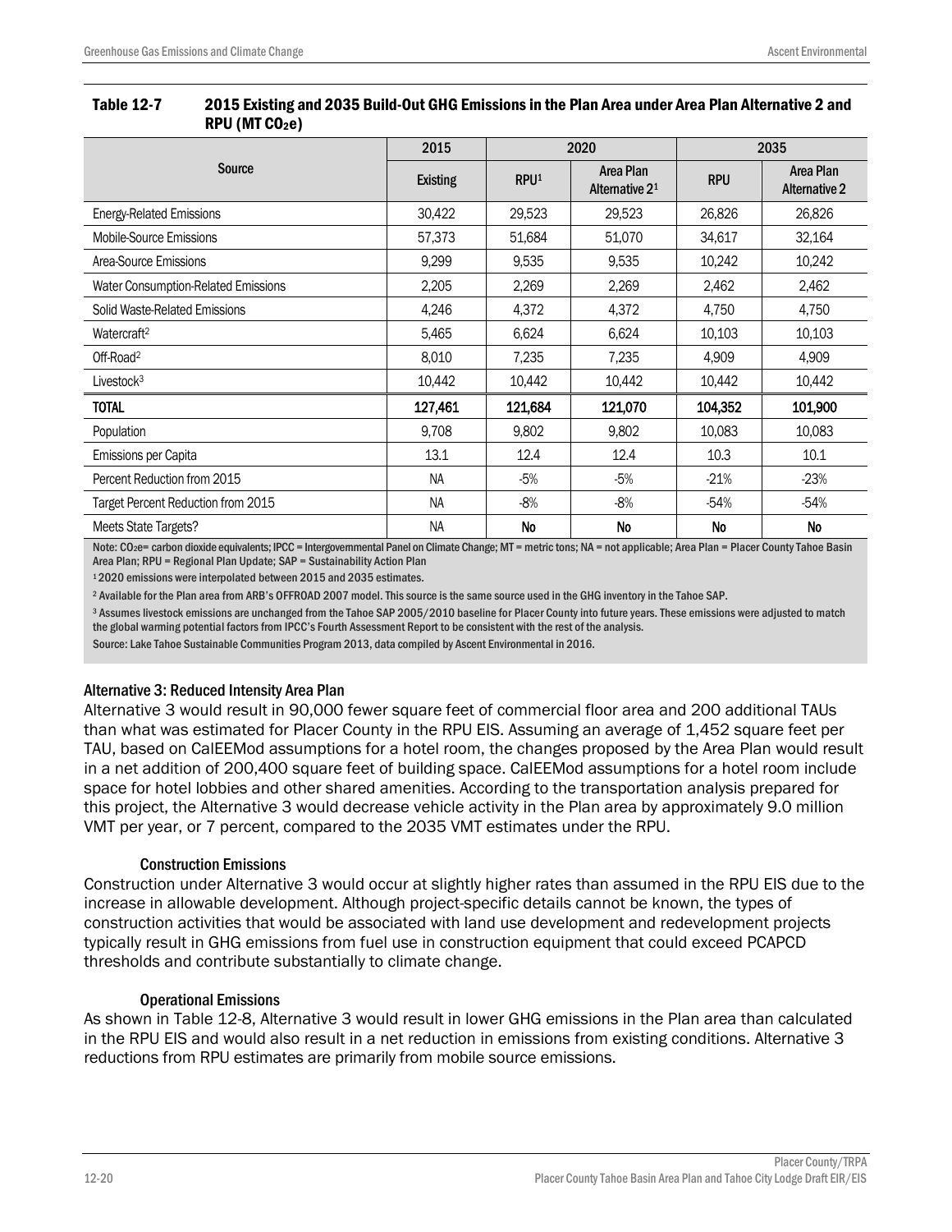**Table 12-7 2015 Existing and 2035 Build-Out GHG Emissions in the Plan Area under Area Plan Alternative 2 and RPU (MT $CO_2e$)**

| Source | 2015 | 2020 | | 2035 | |
|---|---|---|---|---|---|
| | Existing | RPU[1] | Area Plan Alternative 2[1] | RPU | Area Plan Alternative 2 |
| Energy-Related Emissions | 30,422 | 29,523 | 29,523 | 26,826 | 26,826 |
| Mobile-Source Emissions | 57,373 | 51,684 | 51,070 | 34,617 | 32,164 |
| Area-Source Emissions | 9,299 | 9,535 | 9,535 | 10,242 | 10,242 |
| Water Consumption-Related Emissions | 2,205 | 2,269 | 2,269 | 2,462 | 2,462 |
| Solid Waste-Related Emissions | 4,246 | 4,372 | 4,372 | 4,750 | 4,750 |
| Watercraft[2] | 5,465 | 6,624 | 6,624 | 10,103 | 10,103 |
| Off-Road[2] | 8,010 | 7,235 | 7,235 | 4,909 | 4,909 |
| Livestock[3] | 10,442 | 10,442 | 10,442 | 10,442 | 10,442 |
| **TOTAL** | **127,461** | **121,684** | **121,070** | **104,352** | **101,900** |
| Population | 9,708 | 9,802 | 9,802 | 10,083 | 10,083 |
| Emissions per Capita | 13.1 | 12.4 | 12.4 | 10.3 | 10.1 |
| Percent Reduction from 2015 | NA | -5% | -5% | -21% | -23% |
| Target Percent Reduction from 2015 | NA | -8% | -8% | -54% | -54% |
| Meets State Targets? | NA | No | No | No | No |

Note: $CO_2e$= carbon dioxide equivalents; IPCC = Intergovernmental Panel on Climate Change; MT = metric tons; NA = not applicable; Area Plan = Placer County Tahoe Basin Area Plan; RPU = Regional Plan Update; SAP = Sustainability Action Plan

[1] 2020 emissions were interpolated between 2015 and 2035 estimates.

[2] Available for the Plan area from ARB's OFFROAD 2007 model. This source is the same source used in the GHG inventory in the Tahoe SAP.

[3] Assumes livestock emissions are unchanged from the Tahoe SAP 2005/2010 baseline for Placer County into future years. These emissions were adjusted to match the global warming potential factors from IPCC's Fourth Assessment Report to be consistent with the rest of the analysis.

Source: Lake Tahoe Sustainable Communities Program 2013, data compiled by Ascent Environmental in 2016.

### Alternative 3: Reduced Intensity Area Plan

Alternative 3 would result in 90,000 fewer square feet of commercial floor area and 200 additional TAUs than what was estimated for Placer County in the RPU EIS. Assuming an average of 1,452 square feet per TAU, based on CalEEMod assumptions for a hotel room, the changes proposed by the Area Plan would result in a net addition of 200,400 square feet of building space. CalEEMod assumptions for a hotel room include space for hotel lobbies and other shared amenities. According to the transportation analysis prepared for this project, the Alternative 3 would decrease vehicle activity in the Plan area by approximately 9.0 million VMT per year, or 7 percent, compared to the 2035 VMT estimates under the RPU.

#### Construction Emissions

Construction under Alternative 3 would occur at slightly higher rates than assumed in the RPU EIS due to the increase in allowable development. Although project-specific details cannot be known, the types of construction activities that would be associated with land use development and redevelopment projects typically result in GHG emissions from fuel use in construction equipment that could exceed PCAPCD thresholds and contribute substantially to climate change.

#### Operational Emissions

As shown in Table 12-8, Alternative 3 would result in lower GHG emissions in the Plan area than calculated in the RPU EIS and would also result in a net reduction in emissions from existing conditions. Alternative 3 reductions from RPU estimates are primarily from mobile source emissions.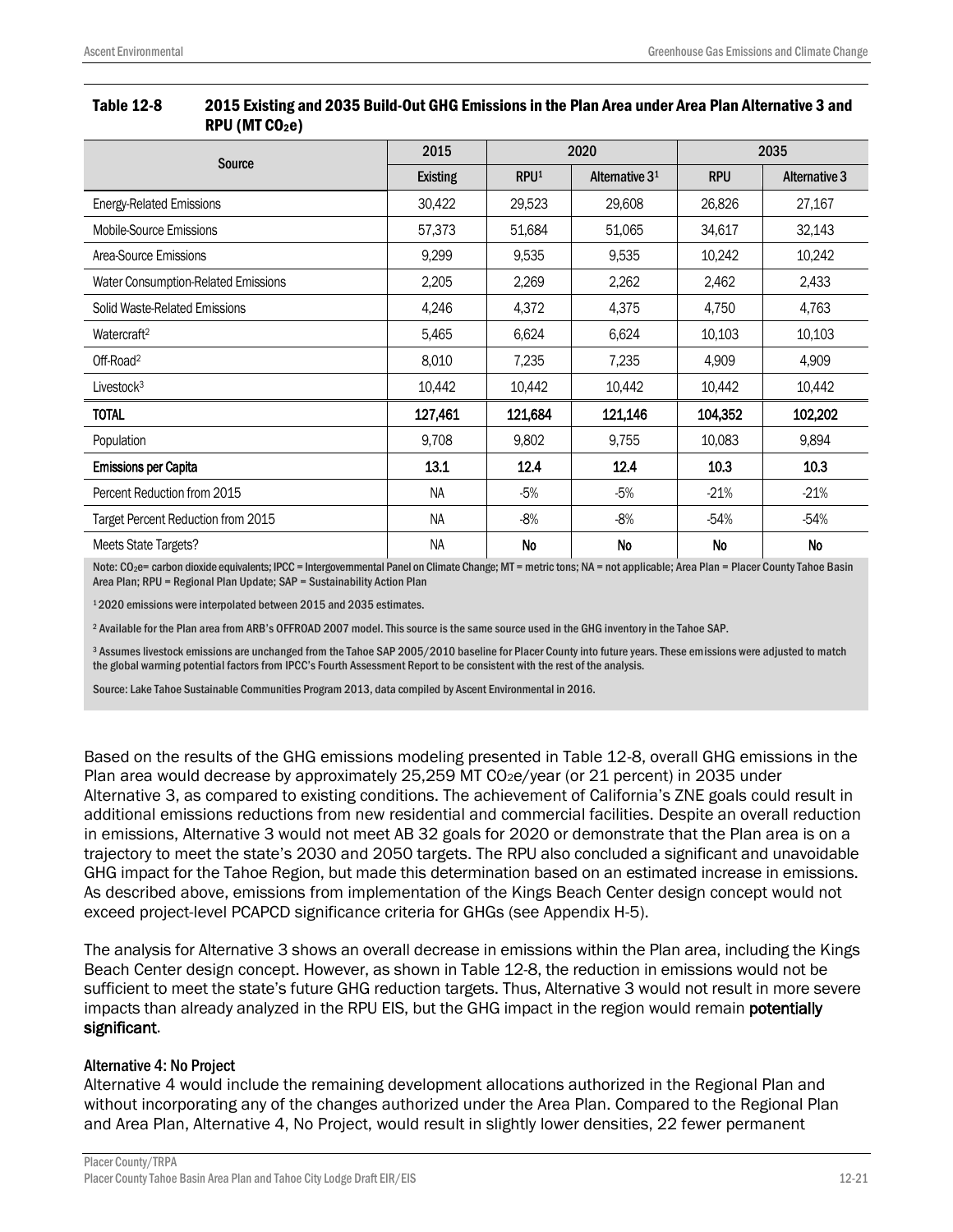**Table 12-8 2015 Existing and 2035 Build-Out GHG Emissions in the Plan Area under Area Plan Alternative 3 and RPU (MT $CO_2e$)**

| Source | 2015 | 2020 | | 2035 | |
|---|---|---|---|---|---|
| | Existing | RPU[1] | Alternative 3[1] | RPU | Alternative 3 |
| Energy-Related Emissions | 30,422 | 29,523 | 29,608 | 26,826 | 27,167 |
| Mobile-Source Emissions | 57,373 | 51,684 | 51,065 | 34,617 | 32,143 |
| Area-Source Emissions | 9,299 | 9,535 | 9,535 | 10,242 | 10,242 |
| Water Consumption-Related Emissions | 2,205 | 2,269 | 2,262 | 2,462 | 2,433 |
| Solid Waste-Related Emissions | 4,246 | 4,372 | 4,375 | 4,750 | 4,763 |
| Watercraft[2] | 5,465 | 6,624 | 6,624 | 10,103 | 10,103 |
| Off-Road[2] | 8,010 | 7,235 | 7,235 | 4,909 | 4,909 |
| Livestock[3] | 10,442 | 10,442 | 10,442 | 10,442 | 10,442 |
| **TOTAL** | **127,461** | **121,684** | **121,146** | **104,352** | **102,202** |
| Population | 9,708 | 9,802 | 9,755 | 10,083 | 9,894 |
| **Emissions per Capita** | **13.1** | **12.4** | **12.4** | **10.3** | **10.3** |
| Percent Reduction from 2015 | NA | -5% | -5% | -21% | -21% |
| Target Percent Reduction from 2015 | NA | -8% | -8% | -54% | -54% |
| Meets State Targets? | NA | **No** | **No** | **No** | **No** |

Note: $CO_2e$= carbon dioxide equivalents; IPCC = Intergovernmental Panel on Climate Change; MT = metric tons; NA = not applicable; Area Plan = Placer County Tahoe Basin Area Plan; RPU = Regional Plan Update; SAP = Sustainability Action Plan

[1] 2020 emissions were interpolated between 2015 and 2035 estimates.

[2] Available for the Plan area from ARB's OFFROAD 2007 model. This source is the same source used in the GHG inventory in the Tahoe SAP.

[3] Assumes livestock emissions are unchanged from the Tahoe SAP 2005/2010 baseline for Placer County into future years. These emissions were adjusted to match the global warming potential factors from IPCC's Fourth Assessment Report to be consistent with the rest of the analysis.

Source: Lake Tahoe Sustainable Communities Program 2013, data compiled by Ascent Environmental in 2016.

Based on the results of the GHG emissions modeling presented in Table 12-8, overall GHG emissions in the Plan area would decrease by approximately 25,259 MT $CO_2e$/year (or 21 percent) in 2035 under Alternative 3, as compared to existing conditions. The achievement of California's ZNE goals could result in additional emissions reductions from new residential and commercial facilities. Despite an overall reduction in emissions, Alternative 3 would not meet AB 32 goals for 2020 or demonstrate that the Plan area is on a trajectory to meet the state's 2030 and 2050 targets. The RPU also concluded a significant and unavoidable GHG impact for the Tahoe Region, but made this determination based on an estimated increase in emissions. As described above, emissions from implementation of the Kings Beach Center design concept would not exceed project-level PCAPCD significance criteria for GHGs (see Appendix H-5).

The analysis for Alternative 3 shows an overall decrease in emissions within the Plan area, including the Kings Beach Center design concept. However, as shown in Table 12-8, the reduction in emissions would not be sufficient to meet the state's future GHG reduction targets. Thus, Alternative 3 would not result in more severe impacts than already analyzed in the RPU EIS, but the GHG impact in the region would remain **potentially significant**.

#### Alternative 4: No Project

Alternative 4 would include the remaining development allocations authorized in the Regional Plan and without incorporating any of the changes authorized under the Area Plan. Compared to the Regional Plan and Area Plan, Alternative 4, No Project, would result in slightly lower densities, 22 fewer permanent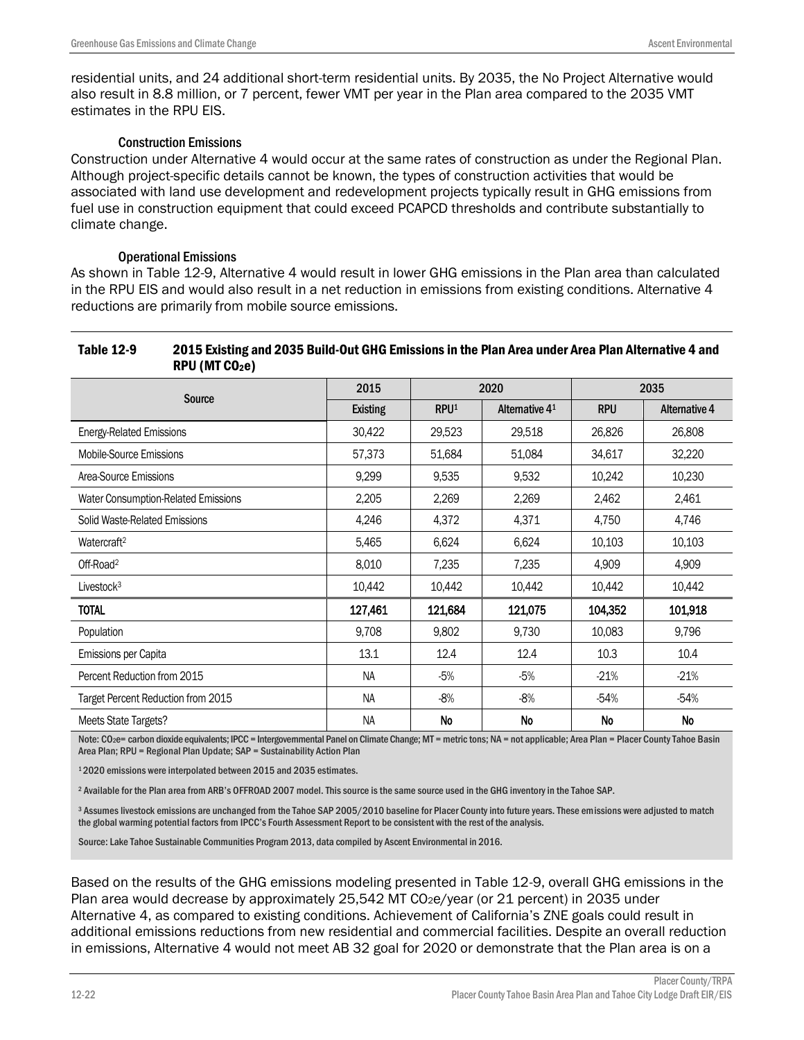residential units, and 24 additional short-term residential units. By 2035, the No Project Alternative would also result in 8.8 million, or 7 percent, fewer VMT per year in the Plan area compared to the 2035 VMT estimates in the RPU EIS.

#### Construction Emissions

Construction under Alternative 4 would occur at the same rates of construction as under the Regional Plan. Although project-specific details cannot be known, the types of construction activities that would be associated with land use development and redevelopment projects typically result in GHG emissions from fuel use in construction equipment that could exceed PCAPCD thresholds and contribute substantially to climate change.

#### Operational Emissions

As shown in Table 12-9, Alternative 4 would result in lower GHG emissions in the Plan area than calculated in the RPU EIS and would also result in a net reduction in emissions from existing conditions. Alternative 4 reductions are primarily from mobile source emissions.

**Table 12-9 2015 Existing and 2035 Build-Out GHG Emissions in the Plan Area under Area Plan Alternative 4 and RPU (MT $CO_2e$)**

| Source | 2015 | 2020 | | 2035 | |
|---|---|---|---|---|---|
| | Existing | RPU[1] | Alternative 4[1] | RPU | Alternative 4 |
| Energy-Related Emissions | 30,422 | 29,523 | 29,518 | 26,826 | 26,808 |
| Mobile-Source Emissions | 57,373 | 51,684 | 51,084 | 34,617 | 32,220 |
| Area-Source Emissions | 9,299 | 9,535 | 9,532 | 10,242 | 10,230 |
| Water Consumption-Related Emissions | 2,205 | 2,269 | 2,269 | 2,462 | 2,461 |
| Solid Waste-Related Emissions | 4,246 | 4,372 | 4,371 | 4,750 | 4,746 |
| Watercraft[2] | 5,465 | 6,624 | 6,624 | 10,103 | 10,103 |
| Off-Road[2] | 8,010 | 7,235 | 7,235 | 4,909 | 4,909 |
| Livestock[3] | 10,442 | 10,442 | 10,442 | 10,442 | 10,442 |
| **TOTAL** | **127,461** | **121,684** | **121,075** | **104,352** | **101,918** |
| Population | 9,708 | 9,802 | 9,730 | 10,083 | 9,796 |
| Emissions per Capita | 13.1 | 12.4 | 12.4 | 10.3 | 10.4 |
| Percent Reduction from 2015 | NA | -5% | -5% | -21% | -21% |
| Target Percent Reduction from 2015 | NA | -8% | -8% | -54% | -54% |
| Meets State Targets? | NA | No | No | No | No |

Note: $CO_2e$= carbon dioxide equivalents; IPCC = Intergovernmental Panel on Climate Change; MT = metric tons; NA = not applicable; Area Plan = Placer County Tahoe Basin Area Plan; RPU = Regional Plan Update; SAP = Sustainability Action Plan

[1] 2020 emissions were interpolated between 2015 and 2035 estimates.

[2] Available for the Plan area from ARB's OFFROAD 2007 model. This source is the same source used in the GHG inventory in the Tahoe SAP.

[3] Assumes livestock emissions are unchanged from the Tahoe SAP 2005/2010 baseline for Placer County into future years. These emissions were adjusted to match the global warming potential factors from IPCC's Fourth Assessment Report to be consistent with the rest of the analysis.

Source: Lake Tahoe Sustainable Communities Program 2013, data compiled by Ascent Environmental in 2016.

Based on the results of the GHG emissions modeling presented in Table 12-9, overall GHG emissions in the Plan area would decrease by approximately 25,542 MT $CO_2e$/year (or 21 percent) in 2035 under Alternative 4, as compared to existing conditions. Achievement of California's ZNE goals could result in additional emissions reductions from new residential and commercial facilities. Despite an overall reduction in emissions, Alternative 4 would not meet AB 32 goal for 2020 or demonstrate that the Plan area is on a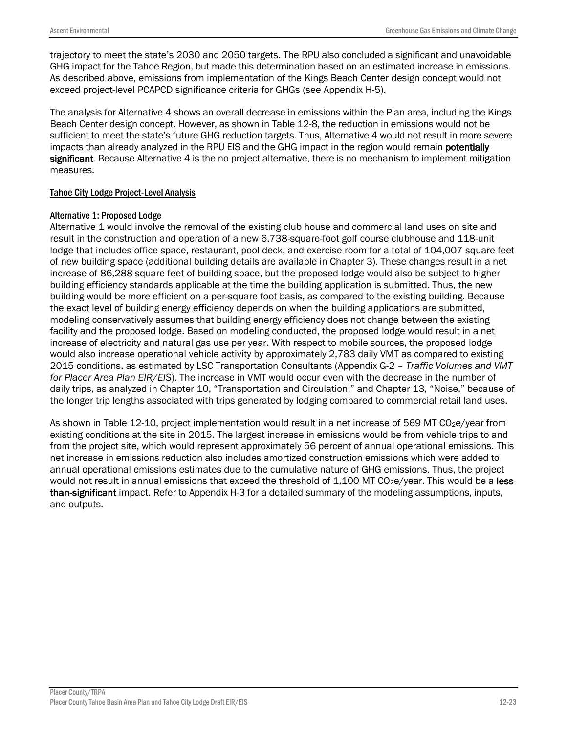trajectory to meet the state's 2030 and 2050 targets. The RPU also concluded a significant and unavoidable GHG impact for the Tahoe Region, but made this determination based on an estimated increase in emissions. As described above, emissions from implementation of the Kings Beach Center design concept would not exceed project-level PCAPCD significance criteria for GHGs (see Appendix H-5).

The analysis for Alternative 4 shows an overall decrease in emissions within the Plan area, including the Kings Beach Center design concept. However, as shown in Table 12-8, the reduction in emissions would not be sufficient to meet the state's future GHG reduction targets. Thus, Alternative 4 would not result in more severe impacts than already analyzed in the RPU EIS and the GHG impact in the region would remain **potentially significant**. Because Alternative 4 is the no project alternative, there is no mechanism to implement mitigation measures.

## Tahoe City Lodge Project-Level Analysis

### Alternative 1: Proposed Lodge

Alternative 1 would involve the removal of the existing club house and commercial land uses on site and result in the construction and operation of a new 6,738-square-foot golf course clubhouse and 118-unit lodge that includes office space, restaurant, pool deck, and exercise room for a total of 104,007 square feet of new building space (additional building details are available in Chapter 3). These changes result in a net increase of 86,288 square feet of building space, but the proposed lodge would also be subject to higher building efficiency standards applicable at the time the building application is submitted. Thus, the new building would be more efficient on a per-square foot basis, as compared to the existing building. Because the exact level of building energy efficiency depends on when the building applications are submitted, modeling conservatively assumes that building energy efficiency does not change between the existing facility and the proposed lodge. Based on modeling conducted, the proposed lodge would result in a net increase of electricity and natural gas use per year. With respect to mobile sources, the proposed lodge would also increase operational vehicle activity by approximately 2,783 daily VMT as compared to existing 2015 conditions, as estimated by LSC Transportation Consultants (Appendix G-2 – *Traffic Volumes and VMT for Placer Area Plan EIR/EIS*). The increase in VMT would occur even with the decrease in the number of daily trips, as analyzed in Chapter 10, "Transportation and Circulation," and Chapter 13, "Noise," because of the longer trip lengths associated with trips generated by lodging compared to commercial retail land uses.

As shown in Table 12-10, project implementation would result in a net increase of 569 MT $CO_2e$/year from existing conditions at the site in 2015. The largest increase in emissions would be from vehicle trips to and from the project site, which would represent approximately 56 percent of annual operational emissions. This net increase in emissions reduction also includes amortized construction emissions which were added to annual operational emissions estimates due to the cumulative nature of GHG emissions. Thus, the project would not result in annual emissions that exceed the threshold of 1,100 MT $CO_2e$/year. This would be a **less-than-significant** impact. Refer to Appendix H-3 for a detailed summary of the modeling assumptions, inputs, and outputs.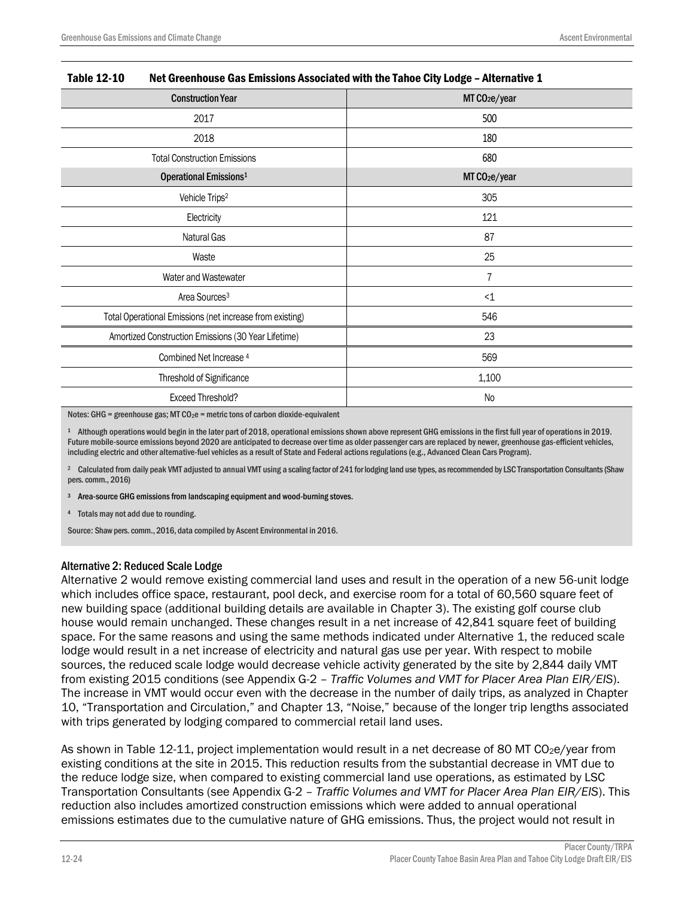**Table 12-10 Net Greenhouse Gas Emissions Associated with the Tahoe City Lodge – Alternative 1**

| Construction Year | MT $CO_2e$/year |
|---|---|
| 2017 | 500 |
| 2018 | 180 |
| Total Construction Emissions | 680 |
| **Operational Emissions**[1] | **MT $CO_2e$/year** |
| Vehicle Trips[2] | 305 |
| Electricity | 121 |
| Natural Gas | 87 |
| Waste | 25 |
| Water and Wastewater | 7 |
| Area Sources[3] | <1 |
| Total Operational Emissions (net increase from existing) | 546 |
| Amortized Construction Emissions (30 Year Lifetime) | 23 |
| Combined Net Increase [4] | 569 |
| Threshold of Significance | 1,100 |
| Exceed Threshold? | No |

Notes: GHG = greenhouse gas; MT $CO_2e$ = metric tons of carbon dioxide-equivalent

[1] Although operations would begin in the later part of 2018, operational emissions shown above represent GHG emissions in the first full year of operations in 2019. Future mobile-source emissions beyond 2020 are anticipated to decrease over time as older passenger cars are replaced by newer, greenhouse gas-efficient vehicles, including electric and other alternative-fuel vehicles as a result of State and Federal actions regulations (e.g., Advanced Clean Cars Program).

[2] Calculated from daily peak VMT adjusted to annual VMT using a scaling factor of 241 for lodging land use types, as recommended by LSC Transportation Consultants (Shaw pers. comm., 2016)

[3] Area-source GHG emissions from landscaping equipment and wood-burning stoves.

[4] Totals may not add due to rounding.

Source: Shaw pers. comm., 2016, data compiled by Ascent Environmental in 2016.

#### Alternative 2: Reduced Scale Lodge

Alternative 2 would remove existing commercial land uses and result in the operation of a new 56-unit lodge which includes office space, restaurant, pool deck, and exercise room for a total of 60,560 square feet of new building space (additional building details are available in Chapter 3). The existing golf course club house would remain unchanged. These changes result in a net increase of 42,841 square feet of building space. For the same reasons and using the same methods indicated under Alternative 1, the reduced scale lodge would result in a net increase of electricity and natural gas use per year. With respect to mobile sources, the reduced scale lodge would decrease vehicle activity generated by the site by 2,844 daily VMT from existing 2015 conditions (see Appendix G-2 – *Traffic Volumes and VMT for Placer Area Plan EIR/EIS*). The increase in VMT would occur even with the decrease in the number of daily trips, as analyzed in Chapter 10, "Transportation and Circulation," and Chapter 13, "Noise," because of the longer trip lengths associated with trips generated by lodging compared to commercial retail land uses.

As shown in Table 12-11, project implementation would result in a net decrease of 80 MT $CO_2e$/year from existing conditions at the site in 2015. This reduction results from the substantial decrease in VMT due to the reduce lodge size, when compared to existing commercial land use operations, as estimated by LSC Transportation Consultants (see Appendix G-2 – *Traffic Volumes and VMT for Placer Area Plan EIR/EIS*). This reduction also includes amortized construction emissions which were added to annual operational emissions estimates due to the cumulative nature of GHG emissions. Thus, the project would not result in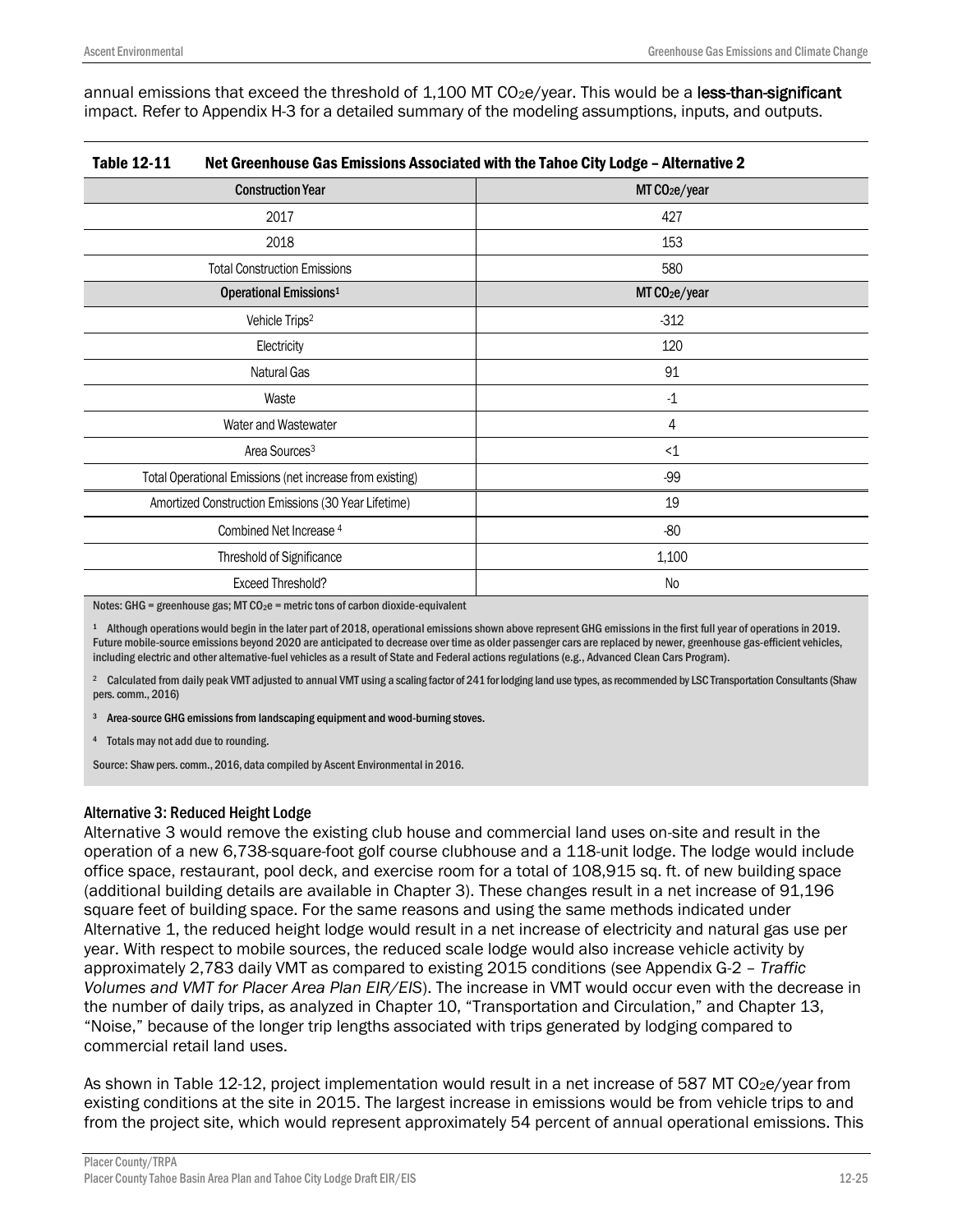annual emissions that exceed the threshold of 1,100 MT $CO_2e$/year. This would be a **less-than-significant** impact. Refer to Appendix H-3 for a detailed summary of the modeling assumptions, inputs, and outputs.

**Table 12-11 Net Greenhouse Gas Emissions Associated with the Tahoe City Lodge – Alternative 2**

| Construction Year | MT $CO_2e$/year |
|---|---|
| 2017 | 427 |
| 2018 | 153 |
| Total Construction Emissions | 580 |
| **Operational Emissions[1]** | **MT $CO_2e$/year** |
| Vehicle Trips[2] | -312 |
| Electricity | 120 |
| Natural Gas | 91 |
| Waste | -1 |
| Water and Wastewater | 4 |
| Area Sources[3] | <1 |
| Total Operational Emissions (net increase from existing) | -99 |
| Amortized Construction Emissions (30 Year Lifetime) | 19 |
| Combined Net Increase [4] | -80 |
| Threshold of Significance | 1,100 |
| Exceed Threshold? | No |

Notes: GHG = greenhouse gas; MT $CO_2e$ = metric tons of carbon dioxide-equivalent

[1] Although operations would begin in the later part of 2018, operational emissions shown above represent GHG emissions in the first full year of operations in 2019. Future mobile-source emissions beyond 2020 are anticipated to decrease over time as older passenger cars are replaced by newer, greenhouse gas-efficient vehicles, including electric and other alternative-fuel vehicles as a result of State and Federal actions regulations (e.g., Advanced Clean Cars Program).

[2] Calculated from daily peak VMT adjusted to annual VMT using a scaling factor of 241 for lodging land use types, as recommended by LSC Transportation Consultants (Shaw pers. comm., 2016)

[3] Area-source GHG emissions from landscaping equipment and wood-burning stoves.

[4] Totals may not add due to rounding.

Source: Shaw pers. comm., 2016, data compiled by Ascent Environmental in 2016.

### Alternative 3: Reduced Height Lodge

Alternative 3 would remove the existing club house and commercial land uses on-site and result in the operation of a new 6,738-square-foot golf course clubhouse and a 118-unit lodge. The lodge would include office space, restaurant, pool deck, and exercise room for a total of 108,915 sq. ft. of new building space (additional building details are available in Chapter 3). These changes result in a net increase of 91,196 square feet of building space. For the same reasons and using the same methods indicated under Alternative 1, the reduced height lodge would result in a net increase of electricity and natural gas use per year. With respect to mobile sources, the reduced scale lodge would also increase vehicle activity by approximately 2,783 daily VMT as compared to existing 2015 conditions (see Appendix G-2 – *Traffic Volumes and VMT for Placer Area Plan EIR/EIS*). The increase in VMT would occur even with the decrease in the number of daily trips, as analyzed in Chapter 10, "Transportation and Circulation," and Chapter 13, "Noise," because of the longer trip lengths associated with trips generated by lodging compared to commercial retail land uses.

As shown in Table 12-12, project implementation would result in a net increase of 587 MT $CO_2e$/year from existing conditions at the site in 2015. The largest increase in emissions would be from vehicle trips to and from the project site, which would represent approximately 54 percent of annual operational emissions. This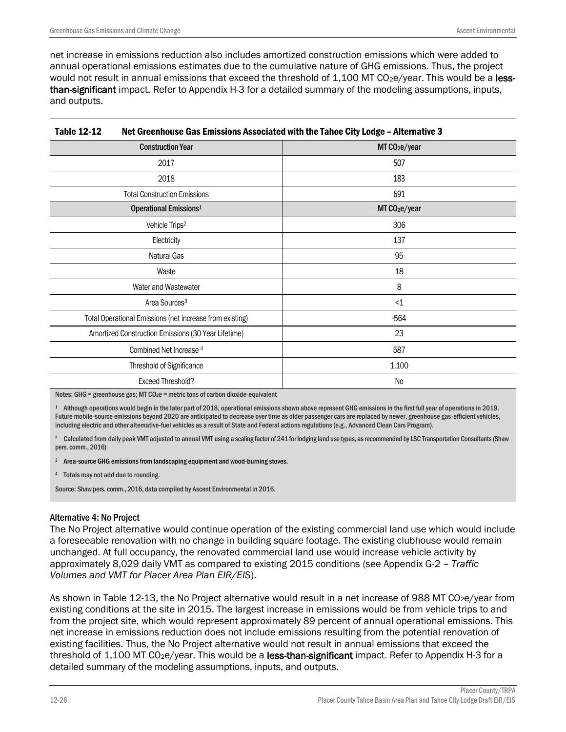net increase in emissions reduction also includes amortized construction emissions which were added to annual operational emissions estimates due to the cumulative nature of GHG emissions. Thus, the project would not result in annual emissions that exceed the threshold of 1,100 MT $CO_2e$/year. This would be a **less-than-significant** impact. Refer to Appendix H-3 for a detailed summary of the modeling assumptions, inputs, and outputs.

**Table 12-12 Net Greenhouse Gas Emissions Associated with the Tahoe City Lodge – Alternative 3**

| Construction Year | MT $CO_2e$/year |
|---|---|
| 2017 | 507 |
| 2018 | 183 |
| Total Construction Emissions | 691 |
| **Operational Emissions**[1] | **MT $CO_2e$/year** |
| Vehicle Trips[2] | 306 |
| Electricity | 137 |
| Natural Gas | 95 |
| Waste | 18 |
| Water and Wastewater | 8 |
| Area Sources[3] | <1 |
| Total Operational Emissions (net increase from existing) | -564 |
| Amortized Construction Emissions (30 Year Lifetime) | 23 |
| Combined Net Increase [4] | 587 |
| Threshold of Significance | 1,100 |
| Exceed Threshold? | No |

Notes: GHG = greenhouse gas; MT $CO_2e$ = metric tons of carbon dioxide-equivalent

[1] Although operations would begin in the later part of 2018, operational emissions shown above represent GHG emissions in the first full year of operations in 2019. Future mobile-source emissions beyond 2020 are anticipated to decrease over time as older passenger cars are replaced by newer, greenhouse gas-efficient vehicles, including electric and other alternative-fuel vehicles as a result of State and Federal actions regulations (e.g., Advanced Clean Cars Program).

[2] Calculated from daily peak VMT adjusted to annual VMT using a scaling factor of 241 for lodging land use types, as recommended by LSC Transportation Consultants (Shaw pers. comm., 2016)

[3] Area-source GHG emissions from landscaping equipment and wood-burning stoves.

[4] Totals may not add due to rounding.

Source: Shaw pers. comm., 2016, data compiled by Ascent Environmental in 2016.

#### Alternative 4: No Project

The No Project alternative would continue operation of the existing commercial land use which would include a foreseeable renovation with no change in building square footage. The existing clubhouse would remain unchanged. At full occupancy, the renovated commercial land use would increase vehicle activity by approximately 8,029 daily VMT as compared to existing 2015 conditions (see Appendix G-2 – *Traffic Volumes and VMT for Placer Area Plan EIR/EIS*).

As shown in Table 12-13, the No Project alternative would result in a net increase of 988 MT $CO_2e$/year from existing conditions at the site in 2015. The largest increase in emissions would be from vehicle trips to and from the project site, which would represent approximately 89 percent of annual operational emissions. This net increase in emissions reduction does not include emissions resulting from the potential renovation of existing facilities. Thus, the No Project alternative would not result in annual emissions that exceed the threshold of 1,100 MT $CO_2e$/year. This would be a **less-than-significant** impact. Refer to Appendix H-3 for a detailed summary of the modeling assumptions, inputs, and outputs.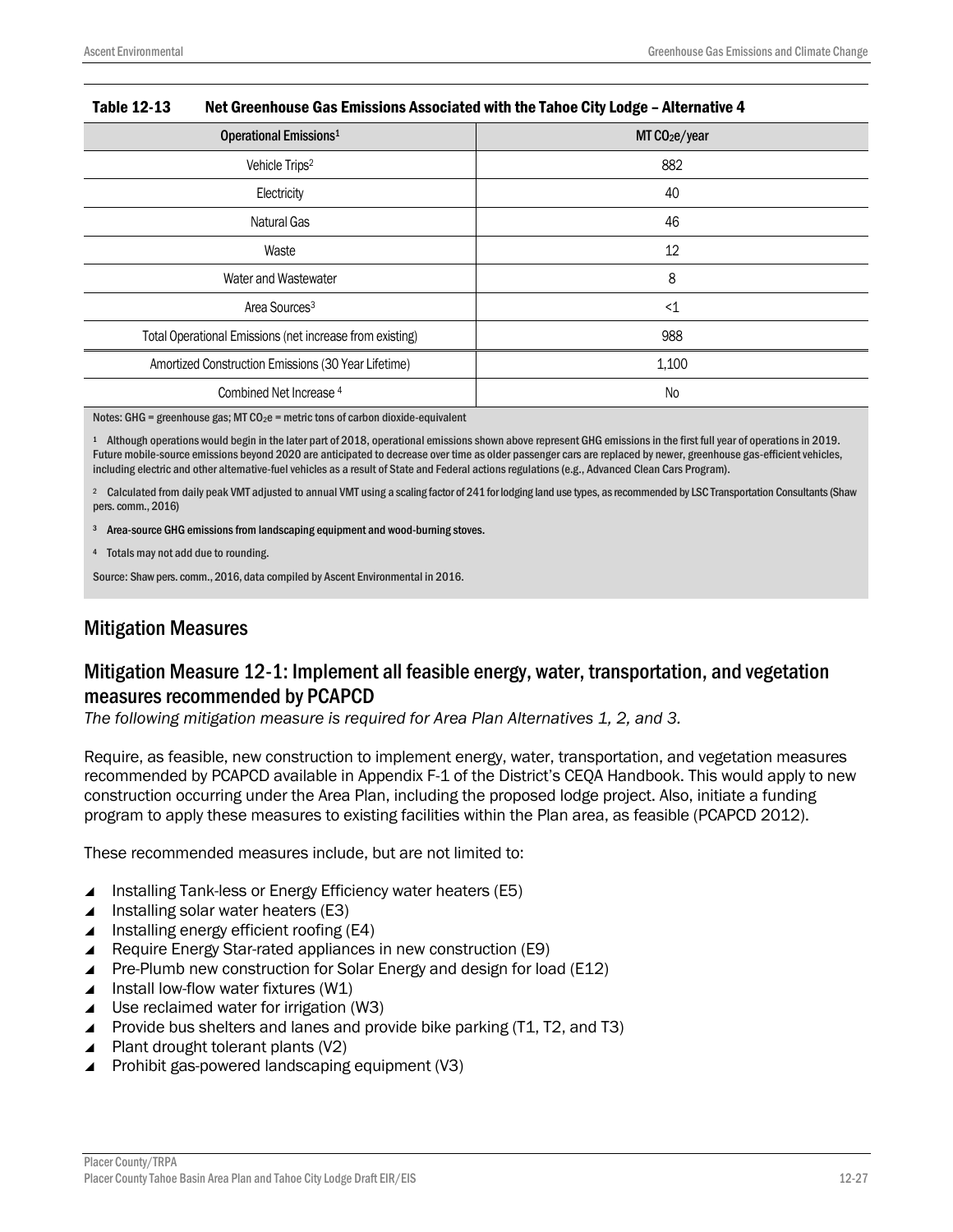**Table 12-13 Net Greenhouse Gas Emissions Associated with the Tahoe City Lodge – Alternative 4**

| Operational Emissions[1] | MT $CO_2e$/year |
|---|---|
| Vehicle Trips[2] | 882 |
| Electricity | 40 |
| Natural Gas | 46 |
| Waste | 12 |
| Water and Wastewater | 8 |
| Area Sources[3] | <1 |
| Total Operational Emissions (net increase from existing) | 988 |
| Amortized Construction Emissions (30 Year Lifetime) | 1,100 |
| Combined Net Increase [4] | No |

Notes: GHG = greenhouse gas; MT $CO_2e$ = metric tons of carbon dioxide-equivalent

[1] Although operations would begin in the later part of 2018, operational emissions shown above represent GHG emissions in the first full year of operations in 2019. Future mobile-source emissions beyond 2020 are anticipated to decrease over time as older passenger cars are replaced by newer, greenhouse gas-efficient vehicles, including electric and other alternative-fuel vehicles as a result of State and Federal actions regulations (e.g., Advanced Clean Cars Program).

[2] Calculated from daily peak VMT adjusted to annual VMT using a scaling factor of 241 for lodging land use types, as recommended by LSC Transportation Consultants (Shaw pers. comm., 2016)

[3] Area-source GHG emissions from landscaping equipment and wood-burning stoves.

[4] Totals may not add due to rounding.

Source: Shaw pers. comm., 2016, data compiled by Ascent Environmental in 2016.

## Mitigation Measures

## Mitigation Measure 12-1: Implement all feasible energy, water, transportation, and vegetation measures recommended by PCAPCD

*The following mitigation measure is required for Area Plan Alternatives 1, 2, and 3.*

Require, as feasible, new construction to implement energy, water, transportation, and vegetation measures recommended by PCAPCD available in Appendix F-1 of the District's CEQA Handbook. This would apply to new construction occurring under the Area Plan, including the proposed lodge project. Also, initiate a funding program to apply these measures to existing facilities within the Plan area, as feasible (PCAPCD 2012).

These recommended measures include, but are not limited to:

- Installing Tank-less or Energy Efficiency water heaters (E5)
- Installing solar water heaters (E3)
- Installing energy efficient roofing (E4)
- Require Energy Star-rated appliances in new construction (E9)
- Pre-Plumb new construction for Solar Energy and design for load (E12)
- Install low-flow water fixtures (W1)
- Use reclaimed water for irrigation (W3)
- Provide bus shelters and lanes and provide bike parking (T1, T2, and T3)
- Plant drought tolerant plants (V2)
- Prohibit gas-powered landscaping equipment (V3)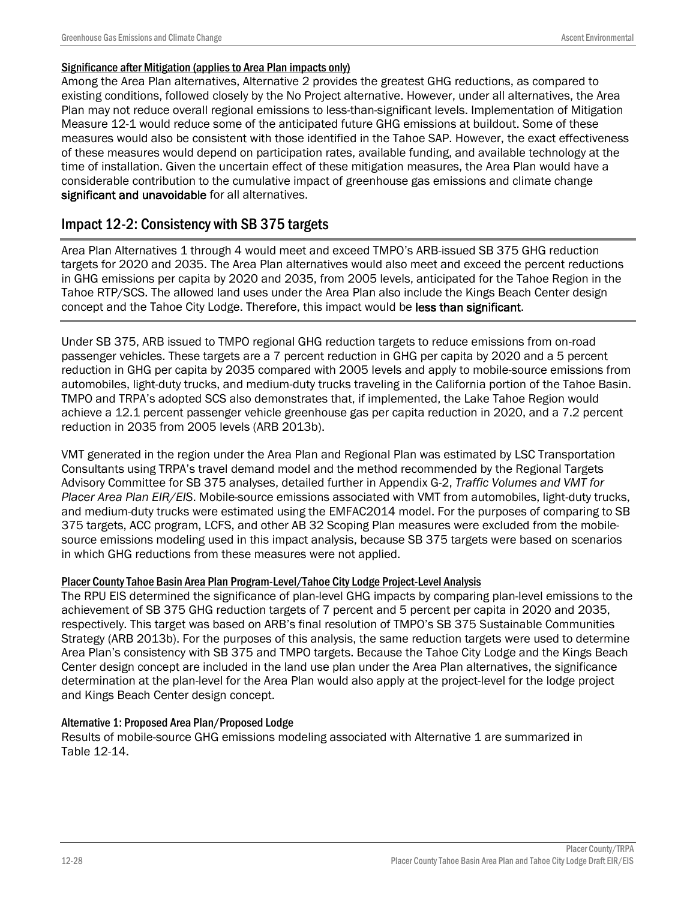#### Significance after Mitigation (applies to Area Plan impacts only)

Among the Area Plan alternatives, Alternative 2 provides the greatest GHG reductions, as compared to existing conditions, followed closely by the No Project alternative. However, under all alternatives, the Area Plan may not reduce overall regional emissions to less-than-significant levels. Implementation of Mitigation Measure 12-1 would reduce some of the anticipated future GHG emissions at buildout. Some of these measures would also be consistent with those identified in the Tahoe SAP. However, the exact effectiveness of these measures would depend on participation rates, available funding, and available technology at the time of installation. Given the uncertain effect of these mitigation measures, the Area Plan would have a considerable contribution to the cumulative impact of greenhouse gas emissions and climate change **significant and unavoidable** for all alternatives.

## Impact 12-2: Consistency with SB 375 targets

Area Plan Alternatives 1 through 4 would meet and exceed TMPO's ARB-issued SB 375 GHG reduction targets for 2020 and 2035. The Area Plan alternatives would also meet and exceed the percent reductions in GHG emissions per capita by 2020 and 2035, from 2005 levels, anticipated for the Tahoe Region in the Tahoe RTP/SCS. The allowed land uses under the Area Plan also include the Kings Beach Center design concept and the Tahoe City Lodge. Therefore, this impact would be **less than significant**.

Under SB 375, ARB issued to TMPO regional GHG reduction targets to reduce emissions from on-road passenger vehicles. These targets are a 7 percent reduction in GHG per capita by 2020 and a 5 percent reduction in GHG per capita by 2035 compared with 2005 levels and apply to mobile-source emissions from automobiles, light-duty trucks, and medium-duty trucks traveling in the California portion of the Tahoe Basin. TMPO and TRPA's adopted SCS also demonstrates that, if implemented, the Lake Tahoe Region would achieve a 12.1 percent passenger vehicle greenhouse gas per capita reduction in 2020, and a 7.2 percent reduction in 2035 from 2005 levels (ARB 2013b).

VMT generated in the region under the Area Plan and Regional Plan was estimated by LSC Transportation Consultants using TRPA's travel demand model and the method recommended by the Regional Targets Advisory Committee for SB 375 analyses, detailed further in Appendix G-2, *Traffic Volumes and VMT for Placer Area Plan EIR/EIS*. Mobile-source emissions associated with VMT from automobiles, light-duty trucks, and medium-duty trucks were estimated using the EMFAC2014 model. For the purposes of comparing to SB 375 targets, ACC program, LCFS, and other AB 32 Scoping Plan measures were excluded from the mobile-source emissions modeling used in this impact analysis, because SB 375 targets were based on scenarios in which GHG reductions from these measures were not applied.

#### Placer County Tahoe Basin Area Plan Program-Level/Tahoe City Lodge Project-Level Analysis

The RPU EIS determined the significance of plan-level GHG impacts by comparing plan-level emissions to the achievement of SB 375 GHG reduction targets of 7 percent and 5 percent per capita in 2020 and 2035, respectively. This target was based on ARB's final resolution of TMPO's SB 375 Sustainable Communities Strategy (ARB 2013b). For the purposes of this analysis, the same reduction targets were used to determine Area Plan's consistency with SB 375 and TMPO targets. Because the Tahoe City Lodge and the Kings Beach Center design concept are included in the land use plan under the Area Plan alternatives, the significance determination at the plan-level for the Area Plan would also apply at the project-level for the lodge project and Kings Beach Center design concept.

#### Alternative 1: Proposed Area Plan/Proposed Lodge

Results of mobile-source GHG emissions modeling associated with Alternative 1 are summarized in Table 12-14.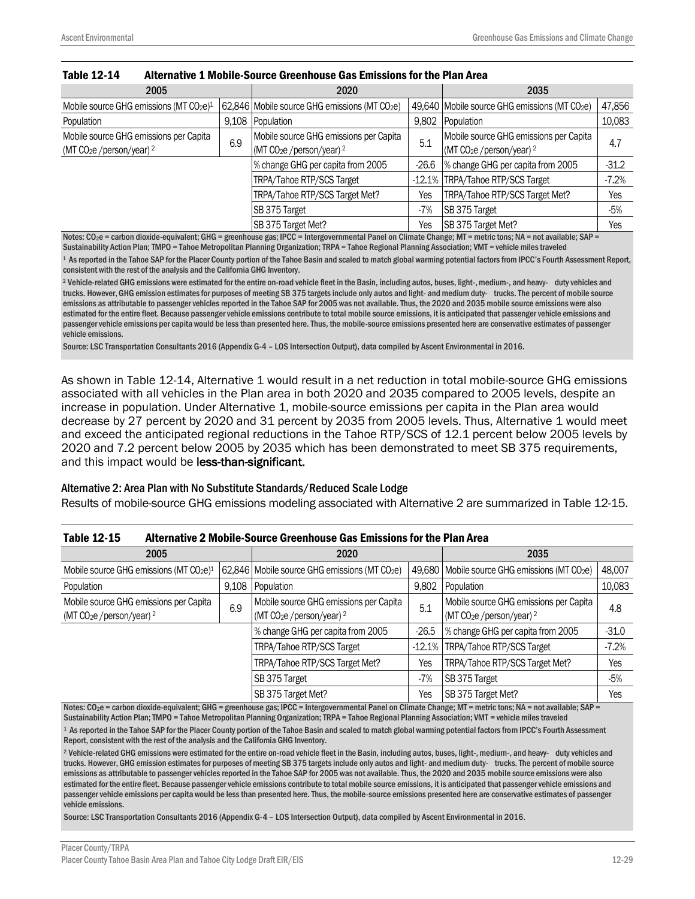**Table 12-14 Alternative 1 Mobile-Source Greenhouse Gas Emissions for the Plan Area**

| 2005 | | 2020 | | 2035 | |
|---|---|---|---|---|---|
| Mobile source GHG emissions (MT $CO_2e$)[1] | 62,846 | Mobile source GHG emissions (MT $CO_2e$) | 49,640 | Mobile source GHG emissions (MT $CO_2e$) | 47,856 |
| Population | 9,108 | Population | 9,802 | Population | 10,083 |
| Mobile source GHG emissions per Capita (MT $CO_2e$ /person/year) [2] | 6.9 | Mobile source GHG emissions per Capita (MT $CO_2e$ /person/year) [2] | 5.1 | Mobile source GHG emissions per Capita (MT $CO_2e$ /person/year) [2] | 4.7 |
| | | % change GHG per capita from 2005 | -26.6 | % change GHG per capita from 2005 | -31.2 |
| | | TRPA/Tahoe RTP/SCS Target | -12.1% | TRPA/Tahoe RTP/SCS Target | -7.2% |
| | | TRPA/Tahoe RTP/SCS Target Met? | Yes | TRPA/Tahoe RTP/SCS Target Met? | Yes |
| | | SB 375 Target | -7% | SB 375 Target | -5% |
| | | SB 375 Target Met? | Yes | SB 375 Target Met? | Yes |

Notes: $CO_2e$ = carbon dioxide-equivalent; GHG = greenhouse gas; IPCC = Intergovernmental Panel on Climate Change; MT = metric tons; NA = not available; SAP = Sustainability Action Plan; TMPO = Tahoe Metropolitan Planning Organization; TRPA = Tahoe Regional Planning Association; VMT = vehicle miles traveled

[1] As reported in the Tahoe SAP for the Placer County portion of the Tahoe Basin and scaled to match global warming potential factors from IPCC's Fourth Assessment Report, consistent with the rest of the analysis and the California GHG Inventory.

[2] Vehicle-related GHG emissions were estimated for the entire on-road vehicle fleet in the Basin, including autos, buses, light-, medium-, and heavy- duty vehicles and trucks. However, GHG emission estimates for purposes of meeting SB 375 targets include only autos and light- and medium duty- trucks. The percent of mobile source emissions as attributable to passenger vehicles reported in the Tahoe SAP for 2005 was not available. Thus, the 2020 and 2035 mobile source emissions were also estimated for the entire fleet. Because passenger vehicle emissions contribute to total mobile source emissions, it is anticipated that passenger vehicle emissions and passenger vehicle emissions per capita would be less than presented here. Thus, the mobile-source emissions presented here are conservative estimates of passenger vehicle emissions.

Source: LSC Transportation Consultants 2016 (Appendix G-4 – LOS Intersection Output), data compiled by Ascent Environmental in 2016.

As shown in Table 12-14, Alternative 1 would result in a net reduction in total mobile-source GHG emissions associated with all vehicles in the Plan area in both 2020 and 2035 compared to 2005 levels, despite an increase in population. Under Alternative 1, mobile-source emissions per capita in the Plan area would decrease by 27 percent by 2020 and 31 percent by 2035 from 2005 levels. Thus, Alternative 1 would meet and exceed the anticipated regional reductions in the Tahoe RTP/SCS of 12.1 percent below 2005 levels by 2020 and 7.2 percent below 2005 by 2035 which has been demonstrated to meet SB 375 requirements, and this impact would be **less-than-significant.**

#### Alternative 2: Area Plan with No Substitute Standards/Reduced Scale Lodge

Results of mobile-source GHG emissions modeling associated with Alternative 2 are summarized in Table 12-15.

**Table 12-15 Alternative 2 Mobile-Source Greenhouse Gas Emissions for the Plan Area**

| 2005 | | 2020 | | 2035 | |
|---|---|---|---|---|---|
| Mobile source GHG emissions (MT $CO_2e$)[1] | 62,846 | Mobile source GHG emissions (MT $CO_2e$) | 49,680 | Mobile source GHG emissions (MT $CO_2e$) | 48,007 |
| Population | 9,108 | Population | 9,802 | Population | 10,083 |
| Mobile source GHG emissions per Capita (MT $CO_2e$ /person/year) [2] | 6.9 | Mobile source GHG emissions per Capita (MT $CO_2e$ /person/year) [2] | 5.1 | Mobile source GHG emissions per Capita (MT $CO_2e$ /person/year) [2] | 4.8 |
| | | % change GHG per capita from 2005 | -26.5 | % change GHG per capita from 2005 | -31.0 |
| | | TRPA/Tahoe RTP/SCS Target | -12.1% | TRPA/Tahoe RTP/SCS Target | -7.2% |
| | | TRPA/Tahoe RTP/SCS Target Met? | Yes | TRPA/Tahoe RTP/SCS Target Met? | Yes |
| | | SB 375 Target | -7% | SB 375 Target | -5% |
| | | SB 375 Target Met? | Yes | SB 375 Target Met? | Yes |

Notes: $CO_2e$ = carbon dioxide-equivalent; GHG = greenhouse gas; IPCC = Intergovernmental Panel on Climate Change; MT = metric tons; NA = not available; SAP = Sustainability Action Plan; TMPO = Tahoe Metropolitan Planning Organization; TRPA = Tahoe Regional Planning Association; VMT = vehicle miles traveled

[1] As reported in the Tahoe SAP for the Placer County portion of the Tahoe Basin and scaled to match global warming potential factors from IPCC's Fourth Assessment Report, consistent with the rest of the analysis and the California GHG Inventory.

[2] Vehicle-related GHG emissions were estimated for the entire on-road vehicle fleet in the Basin, including autos, buses, light-, medium-, and heavy- duty vehicles and trucks. However, GHG emission estimates for purposes of meeting SB 375 targets include only autos and light- and medium duty- trucks. The percent of mobile source emissions as attributable to passenger vehicles reported in the Tahoe SAP for 2005 was not available. Thus, the 2020 and 2035 mobile source emissions were also estimated for the entire fleet. Because passenger vehicle emissions contribute to total mobile source emissions, it is anticipated that passenger vehicle emissions and passenger vehicle emissions per capita would be less than presented here. Thus, the mobile-source emissions presented here are conservative estimates of passenger vehicle emissions.

Source: LSC Transportation Consultants 2016 (Appendix G-4 – LOS Intersection Output), data compiled by Ascent Environmental in 2016.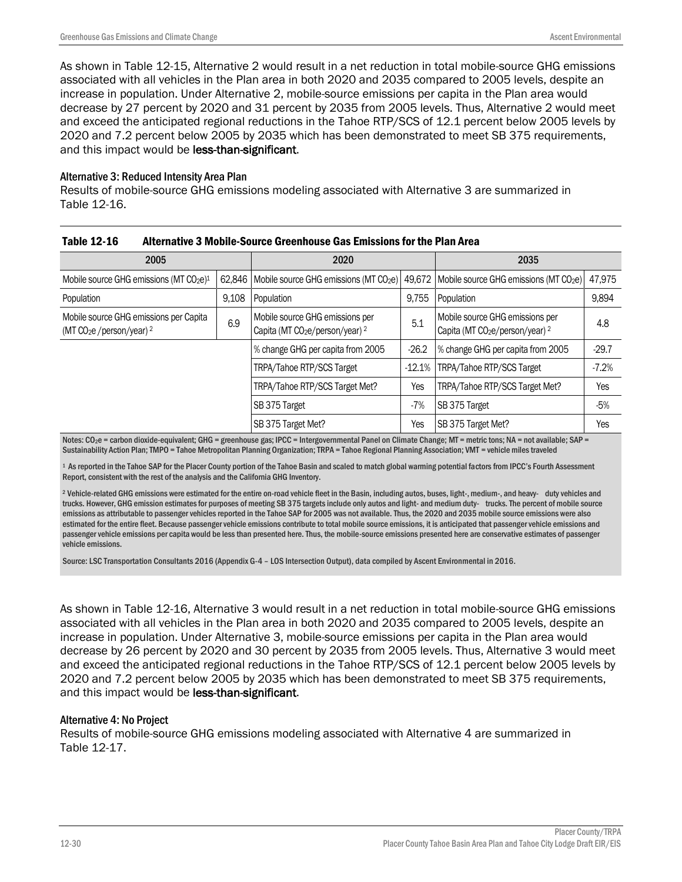As shown in Table 12-15, Alternative 2 would result in a net reduction in total mobile-source GHG emissions associated with all vehicles in the Plan area in both 2020 and 2035 compared to 2005 levels, despite an increase in population. Under Alternative 2, mobile-source emissions per capita in the Plan area would decrease by 27 percent by 2020 and 31 percent by 2035 from 2005 levels. Thus, Alternative 2 would meet and exceed the anticipated regional reductions in the Tahoe RTP/SCS of 12.1 percent below 2005 levels by 2020 and 7.2 percent below 2005 by 2035 which has been demonstrated to meet SB 375 requirements, and this impact would be **less-than-significant**.

#### Alternative 3: Reduced Intensity Area Plan

Results of mobile-source GHG emissions modeling associated with Alternative 3 are summarized in Table 12-16.

**Table 12-16 Alternative 3 Mobile-Source Greenhouse Gas Emissions for the Plan Area**

| 2005 | | 2020 | | 2035 | |
|---|---|---|---|---|---|
| Mobile source GHG emissions (MT $CO_2e$)[1] | 62,846 | Mobile source GHG emissions (MT $CO_2e$) | 49,672 | Mobile source GHG emissions (MT $CO_2e$) | 47,975 |
| Population | 9,108 | Population | 9,755 | Population | 9,894 |
| Mobile source GHG emissions per Capita (MT $CO_2e$ /person/year) [2] | 6.9 | Mobile source GHG emissions per Capita (MT $CO_2e$/person/year) [2] | 5.1 | Mobile source GHG emissions per Capita (MT $CO_2e$/person/year) [2] | 4.8 |
| | | % change GHG per capita from 2005 | -26.2 | % change GHG per capita from 2005 | -29.7 |
| | | TRPA/Tahoe RTP/SCS Target | -12.1% | TRPA/Tahoe RTP/SCS Target | -7.2% |
| | | TRPA/Tahoe RTP/SCS Target Met? | Yes | TRPA/Tahoe RTP/SCS Target Met? | Yes |
| | | SB 375 Target | -7% | SB 375 Target | -5% |
| | | SB 375 Target Met? | Yes | SB 375 Target Met? | Yes |

Notes: $CO_2e$ = carbon dioxide-equivalent; GHG = greenhouse gas; IPCC = Intergovernmental Panel on Climate Change; MT = metric tons; NA = not available; SAP = Sustainability Action Plan; TMPO = Tahoe Metropolitan Planning Organization; TRPA = Tahoe Regional Planning Association; VMT = vehicle miles traveled

[1] As reported in the Tahoe SAP for the Placer County portion of the Tahoe Basin and scaled to match global warming potential factors from IPCC's Fourth Assessment Report, consistent with the rest of the analysis and the California GHG Inventory.

[2] Vehicle-related GHG emissions were estimated for the entire on-road vehicle fleet in the Basin, including autos, buses, light-, medium-, and heavy- duty vehicles and trucks. However, GHG emission estimates for purposes of meeting SB 375 targets include only autos and light- and medium duty- trucks. The percent of mobile source emissions as attributable to passenger vehicles reported in the Tahoe SAP for 2005 was not available. Thus, the 2020 and 2035 mobile source emissions were also estimated for the entire fleet. Because passenger vehicle emissions contribute to total mobile source emissions, it is anticipated that passenger vehicle emissions and passenger vehicle emissions per capita would be less than presented here. Thus, the mobile-source emissions presented here are conservative estimates of passenger vehicle emissions.

Source: LSC Transportation Consultants 2016 (Appendix G-4 – LOS Intersection Output), data compiled by Ascent Environmental in 2016.

As shown in Table 12-16, Alternative 3 would result in a net reduction in total mobile-source GHG emissions associated with all vehicles in the Plan area in both 2020 and 2035 compared to 2005 levels, despite an increase in population. Under Alternative 3, mobile-source emissions per capita in the Plan area would decrease by 26 percent by 2020 and 30 percent by 2035 from 2005 levels. Thus, Alternative 3 would meet and exceed the anticipated regional reductions in the Tahoe RTP/SCS of 12.1 percent below 2005 levels by 2020 and 7.2 percent below 2005 by 2035 which has been demonstrated to meet SB 375 requirements, and this impact would be **less-than-significant**.

#### Alternative 4: No Project

Results of mobile-source GHG emissions modeling associated with Alternative 4 are summarized in Table 12-17.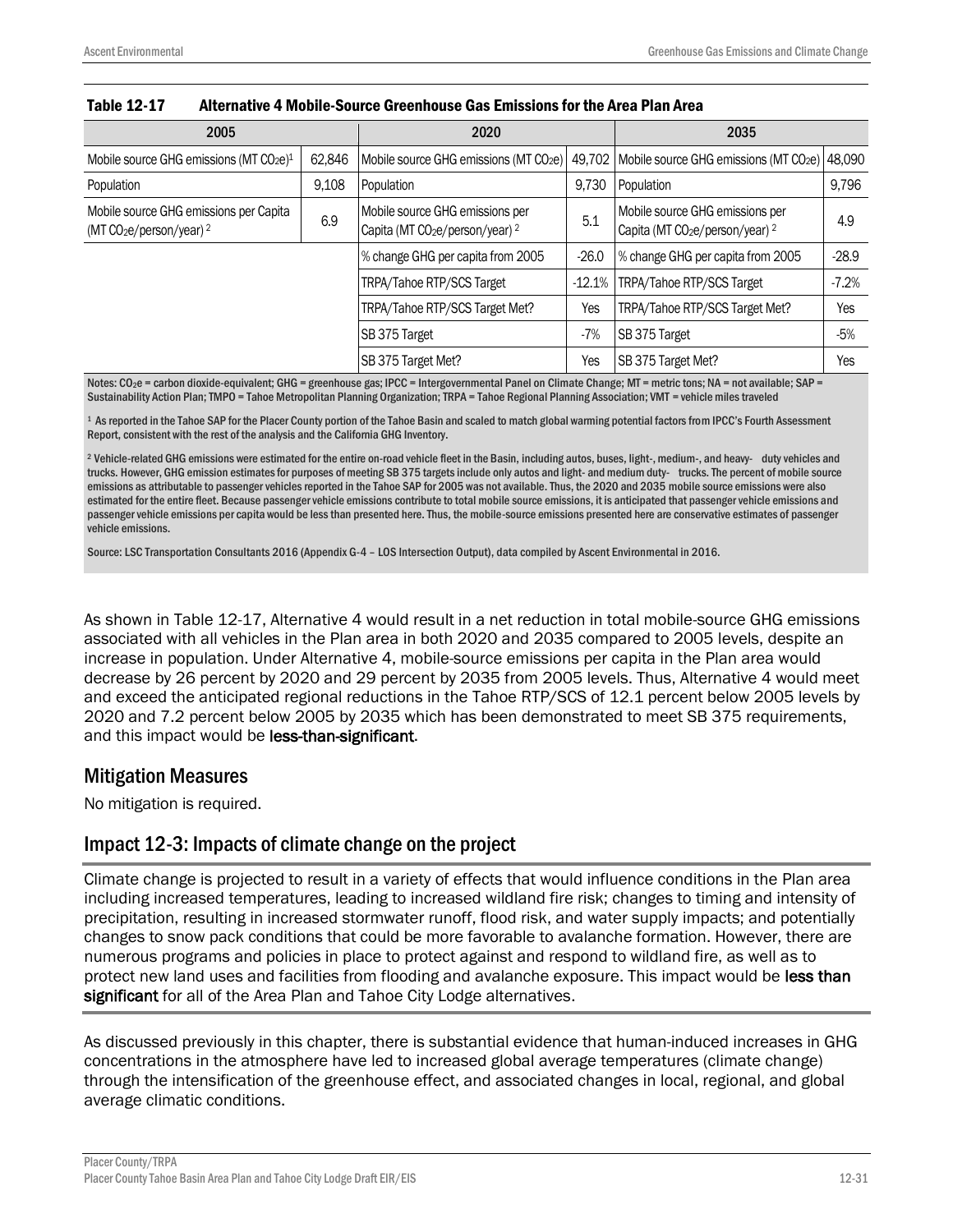**Table 12-17 Alternative 4 Mobile-Source Greenhouse Gas Emissions for the Area Plan Area**

| 2005 | | 2020 | | 2035 | |
|---|---|---|---|---|---|
| Mobile source GHG emissions (MT $CO_2e$)[1] | 62,846 | Mobile source GHG emissions (MT $CO_2e$) | 49,702 | Mobile source GHG emissions (MT $CO_2e$) | 48,090 |
| Population | 9,108 | Population | 9,730 | Population | 9,796 |
| Mobile source GHG emissions per Capita (MT $CO_2e$/person/year) [2] | 6.9 | Mobile source GHG emissions per Capita (MT $CO_2e$/person/year) [2] | 5.1 | Mobile source GHG emissions per Capita (MT $CO_2e$/person/year) [2] | 4.9 |
| | | % change GHG per capita from 2005 | -26.0 | % change GHG per capita from 2005 | -28.9 |
| | | TRPA/Tahoe RTP/SCS Target | -12.1% | TRPA/Tahoe RTP/SCS Target | -7.2% |
| | | TRPA/Tahoe RTP/SCS Target Met? | Yes | TRPA/Tahoe RTP/SCS Target Met? | Yes |
| | | SB 375 Target | -7% | SB 375 Target | -5% |
| | | SB 375 Target Met? | Yes | SB 375 Target Met? | Yes |

Notes: $CO_2e$ = carbon dioxide-equivalent; GHG = greenhouse gas; IPCC = Intergovernmental Panel on Climate Change; MT = metric tons; NA = not available; SAP = Sustainability Action Plan; TMPO = Tahoe Metropolitan Planning Organization; TRPA = Tahoe Regional Planning Association; VMT = vehicle miles traveled

[1] As reported in the Tahoe SAP for the Placer County portion of the Tahoe Basin and scaled to match global warming potential factors from IPCC's Fourth Assessment Report, consistent with the rest of the analysis and the California GHG Inventory.

[2] Vehicle-related GHG emissions were estimated for the entire on-road vehicle fleet in the Basin, including autos, buses, light-, medium-, and heavy- duty vehicles and trucks. However, GHG emission estimates for purposes of meeting SB 375 targets include only autos and light- and medium duty- trucks. The percent of mobile source emissions as attributable to passenger vehicles reported in the Tahoe SAP for 2005 was not available. Thus, the 2020 and 2035 mobile source emissions were also estimated for the entire fleet. Because passenger vehicle emissions contribute to total mobile source emissions, it is anticipated that passenger vehicle emissions and passenger vehicle emissions per capita would be less than presented here. Thus, the mobile-source emissions presented here are conservative estimates of passenger vehicle emissions.

Source: LSC Transportation Consultants 2016 (Appendix G-4 – LOS Intersection Output), data compiled by Ascent Environmental in 2016.

As shown in Table 12-17, Alternative 4 would result in a net reduction in total mobile-source GHG emissions associated with all vehicles in the Plan area in both 2020 and 2035 compared to 2005 levels, despite an increase in population. Under Alternative 4, mobile-source emissions per capita in the Plan area would decrease by 26 percent by 2020 and 29 percent by 2035 from 2005 levels. Thus, Alternative 4 would meet and exceed the anticipated regional reductions in the Tahoe RTP/SCS of 12.1 percent below 2005 levels by 2020 and 7.2 percent below 2005 by 2035 which has been demonstrated to meet SB 375 requirements, and this impact would be **less-than-significant**.

## Mitigation Measures

No mitigation is required.

## Impact 12-3: Impacts of climate change on the project

Climate change is projected to result in a variety of effects that would influence conditions in the Plan area including increased temperatures, leading to increased wildland fire risk; changes to timing and intensity of precipitation, resulting in increased stormwater runoff, flood risk, and water supply impacts; and potentially changes to snow pack conditions that could be more favorable to avalanche formation. However, there are numerous programs and policies in place to protect against and respond to wildland fire, as well as to protect new land uses and facilities from flooding and avalanche exposure. This impact would be **less than significant** for all of the Area Plan and Tahoe City Lodge alternatives.

As discussed previously in this chapter, there is substantial evidence that human-induced increases in GHG concentrations in the atmosphere have led to increased global average temperatures (climate change) through the intensification of the greenhouse effect, and associated changes in local, regional, and global average climatic conditions.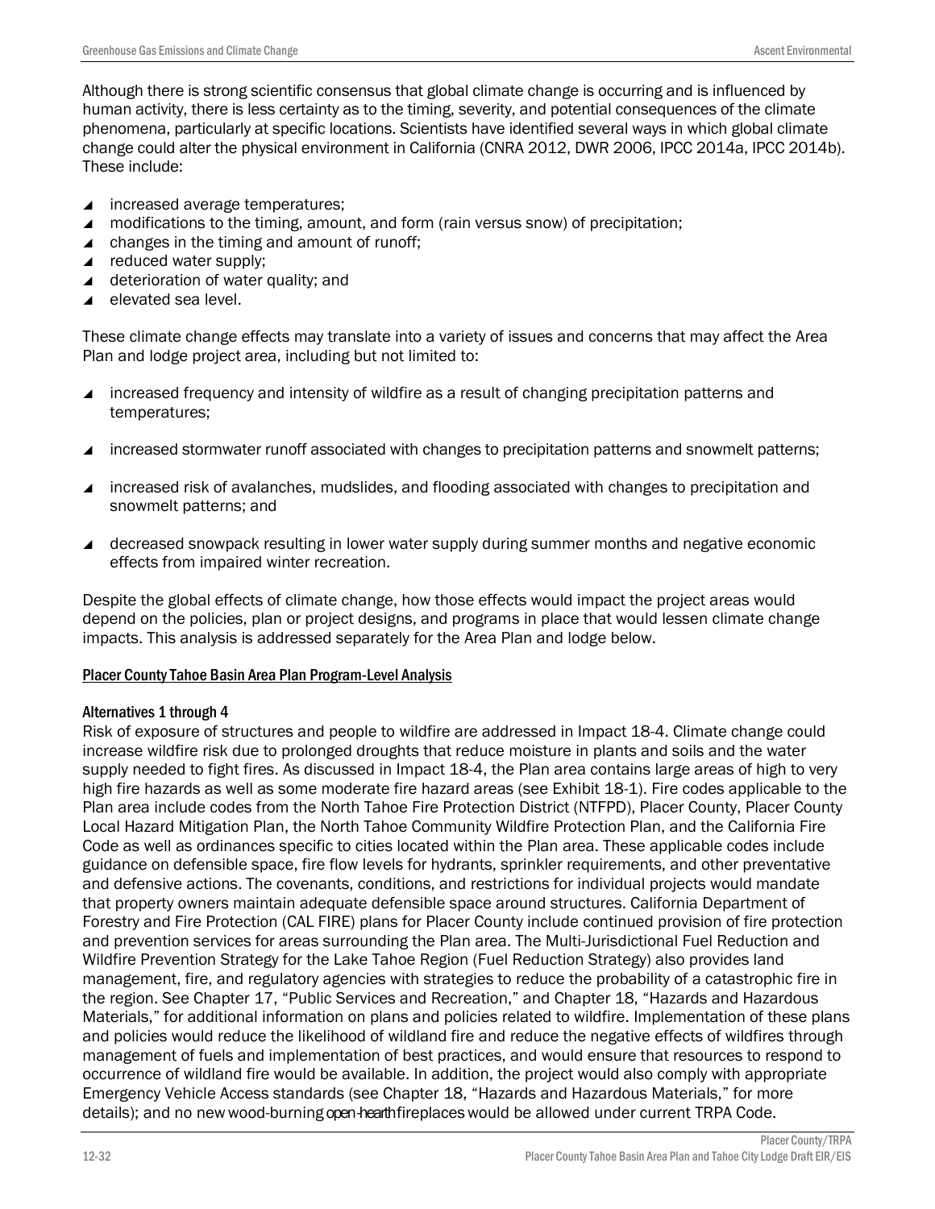Although there is strong scientific consensus that global climate change is occurring and is influenced by human activity, there is less certainty as to the timing, severity, and potential consequences of the climate phenomena, particularly at specific locations. Scientists have identified several ways in which global climate change could alter the physical environment in California (CNRA 2012, DWR 2006, IPCC 2014a, IPCC 2014b). These include:

- increased average temperatures;
- modifications to the timing, amount, and form (rain versus snow) of precipitation;
- changes in the timing and amount of runoff;
- reduced water supply;
- deterioration of water quality; and
- elevated sea level.

These climate change effects may translate into a variety of issues and concerns that may affect the Area Plan and lodge project area, including but not limited to:

- increased frequency and intensity of wildfire as a result of changing precipitation patterns and temperatures;
- increased stormwater runoff associated with changes to precipitation patterns and snowmelt patterns;
- increased risk of avalanches, mudslides, and flooding associated with changes to precipitation and snowmelt patterns; and
- decreased snowpack resulting in lower water supply during summer months and negative economic effects from impaired winter recreation.

Despite the global effects of climate change, how those effects would impact the project areas would depend on the policies, plan or project designs, and programs in place that would lessen climate change impacts. This analysis is addressed separately for the Area Plan and lodge below.

## Placer County Tahoe Basin Area Plan Program-Level Analysis

### Alternatives 1 through 4

Risk of exposure of structures and people to wildfire are addressed in Impact 18-4. Climate change could increase wildfire risk due to prolonged droughts that reduce moisture in plants and soils and the water supply needed to fight fires. As discussed in Impact 18-4, the Plan area contains large areas of high to very high fire hazards as well as some moderate fire hazard areas (see Exhibit 18-1). Fire codes applicable to the Plan area include codes from the North Tahoe Fire Protection District (NTFPD), Placer County, Placer County Local Hazard Mitigation Plan, the North Tahoe Community Wildfire Protection Plan, and the California Fire Code as well as ordinances specific to cities located within the Plan area. These applicable codes include guidance on defensible space, fire flow levels for hydrants, sprinkler requirements, and other preventative and defensive actions. The covenants, conditions, and restrictions for individual projects would mandate that property owners maintain adequate defensible space around structures. California Department of Forestry and Fire Protection (CAL FIRE) plans for Placer County include continued provision of fire protection and prevention services for areas surrounding the Plan area. The Multi-Jurisdictional Fuel Reduction and Wildfire Prevention Strategy for the Lake Tahoe Region (Fuel Reduction Strategy) also provides land management, fire, and regulatory agencies with strategies to reduce the probability of a catastrophic fire in the region. See Chapter 17, "Public Services and Recreation," and Chapter 18, "Hazards and Hazardous Materials," for additional information on plans and policies related to wildfire. Implementation of these plans and policies would reduce the likelihood of wildland fire and reduce the negative effects of wildfires through management of fuels and implementation of best practices, and would ensure that resources to respond to occurrence of wildland fire would be available. In addition, the project would also comply with appropriate Emergency Vehicle Access standards (see Chapter 18, "Hazards and Hazardous Materials," for more details); and no new wood-burning open-hearth fireplaces would be allowed under current TRPA Code.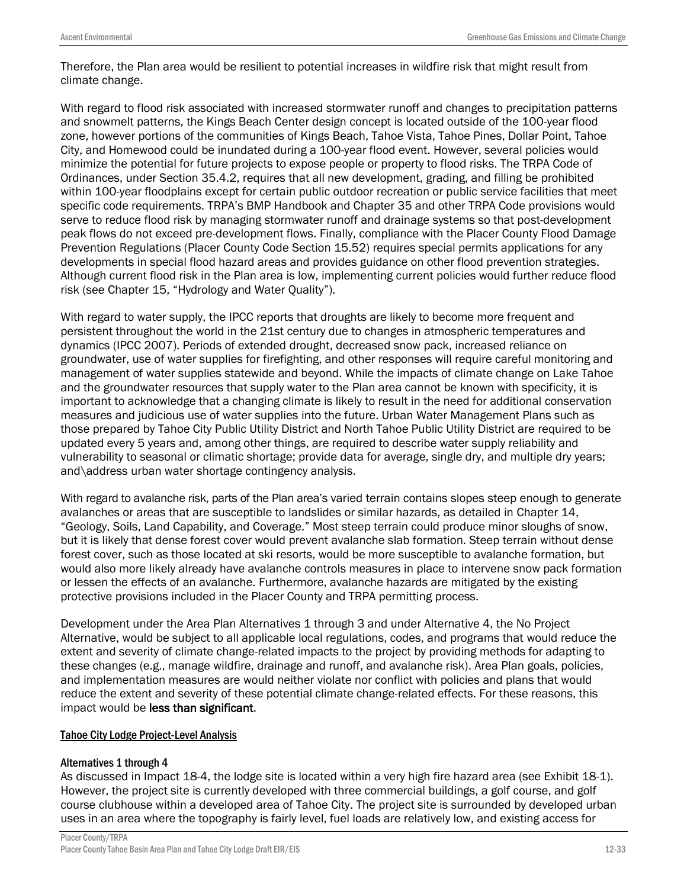Therefore, the Plan area would be resilient to potential increases in wildfire risk that might result from climate change.

With regard to flood risk associated with increased stormwater runoff and changes to precipitation patterns and snowmelt patterns, the Kings Beach Center design concept is located outside of the 100-year flood zone, however portions of the communities of Kings Beach, Tahoe Vista, Tahoe Pines, Dollar Point, Tahoe City, and Homewood could be inundated during a 100-year flood event. However, several policies would minimize the potential for future projects to expose people or property to flood risks. The TRPA Code of Ordinances, under Section 35.4.2, requires that all new development, grading, and filling be prohibited within 100-year floodplains except for certain public outdoor recreation or public service facilities that meet specific code requirements. TRPA's BMP Handbook and Chapter 35 and other TRPA Code provisions would serve to reduce flood risk by managing stormwater runoff and drainage systems so that post-development peak flows do not exceed pre-development flows. Finally, compliance with the Placer County Flood Damage Prevention Regulations (Placer County Code Section 15.52) requires special permits applications for any developments in special flood hazard areas and provides guidance on other flood prevention strategies. Although current flood risk in the Plan area is low, implementing current policies would further reduce flood risk (see Chapter 15, "Hydrology and Water Quality").

With regard to water supply, the IPCC reports that droughts are likely to become more frequent and persistent throughout the world in the 21st century due to changes in atmospheric temperatures and dynamics (IPCC 2007). Periods of extended drought, decreased snow pack, increased reliance on groundwater, use of water supplies for firefighting, and other responses will require careful monitoring and management of water supplies statewide and beyond. While the impacts of climate change on Lake Tahoe and the groundwater resources that supply water to the Plan area cannot be known with specificity, it is important to acknowledge that a changing climate is likely to result in the need for additional conservation measures and judicious use of water supplies into the future. Urban Water Management Plans such as those prepared by Tahoe City Public Utility District and North Tahoe Public Utility District are required to be updated every 5 years and, among other things, are required to describe water supply reliability and vulnerability to seasonal or climatic shortage; provide data for average, single dry, and multiple dry years; and\address urban water shortage contingency analysis.

With regard to avalanche risk, parts of the Plan area's varied terrain contains slopes steep enough to generate avalanches or areas that are susceptible to landslides or similar hazards, as detailed in Chapter 14, "Geology, Soils, Land Capability, and Coverage." Most steep terrain could produce minor sloughs of snow, but it is likely that dense forest cover would prevent avalanche slab formation. Steep terrain without dense forest cover, such as those located at ski resorts, would be more susceptible to avalanche formation, but would also more likely already have avalanche controls measures in place to intervene snow pack formation or lessen the effects of an avalanche. Furthermore, avalanche hazards are mitigated by the existing protective provisions included in the Placer County and TRPA permitting process.

Development under the Area Plan Alternatives 1 through 3 and under Alternative 4, the No Project Alternative, would be subject to all applicable local regulations, codes, and programs that would reduce the extent and severity of climate change-related impacts to the project by providing methods for adapting to these changes (e.g., manage wildfire, drainage and runoff, and avalanche risk). Area Plan goals, policies, and implementation measures are would neither violate nor conflict with policies and plans that would reduce the extent and severity of these potential climate change-related effects. For these reasons, this impact would be **less than significant**.

#### Tahoe City Lodge Project-Level Analysis

##### Alternatives 1 through 4

As discussed in Impact 18-4, the lodge site is located within a very high fire hazard area (see Exhibit 18-1). However, the project site is currently developed with three commercial buildings, a golf course, and golf course clubhouse within a developed area of Tahoe City. The project site is surrounded by developed urban uses in an area where the topography is fairly level, fuel loads are relatively low, and existing access for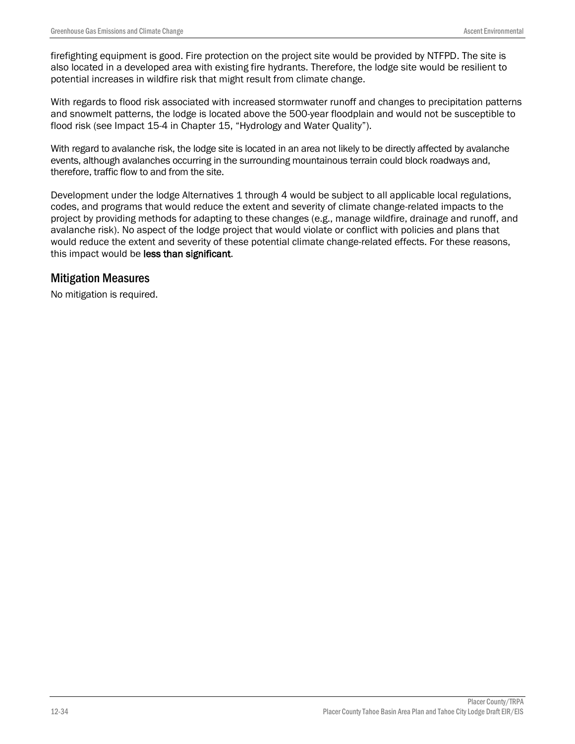firefighting equipment is good. Fire protection on the project site would be provided by NTFPD. The site is also located in a developed area with existing fire hydrants. Therefore, the lodge site would be resilient to potential increases in wildfire risk that might result from climate change.

With regards to flood risk associated with increased stormwater runoff and changes to precipitation patterns and snowmelt patterns, the lodge is located above the 500-year floodplain and would not be susceptible to flood risk (see Impact 15-4 in Chapter 15, "Hydrology and Water Quality").

With regard to avalanche risk, the lodge site is located in an area not likely to be directly affected by avalanche events, although avalanches occurring in the surrounding mountainous terrain could block roadways and, therefore, traffic flow to and from the site.

Development under the lodge Alternatives 1 through 4 would be subject to all applicable local regulations, codes, and programs that would reduce the extent and severity of climate change-related impacts to the project by providing methods for adapting to these changes (e.g., manage wildfire, drainage and runoff, and avalanche risk). No aspect of the lodge project that would violate or conflict with policies and plans that would reduce the extent and severity of these potential climate change-related effects. For these reasons, this impact would be **less than significant**.

## Mitigation Measures

No mitigation is required.